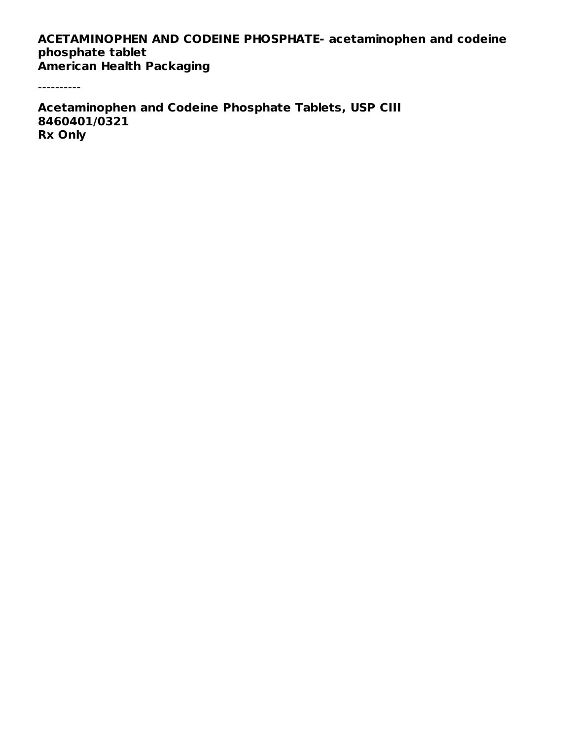**ACETAMINOPHEN AND CODEINE PHOSPHATE- acetaminophen and codeine phosphate tablet**
**American Health Packaging**

----------

**Acetaminophen and Codeine Phosphate Tablets, USP CIII**
**8460401/0321**
**Rx Only**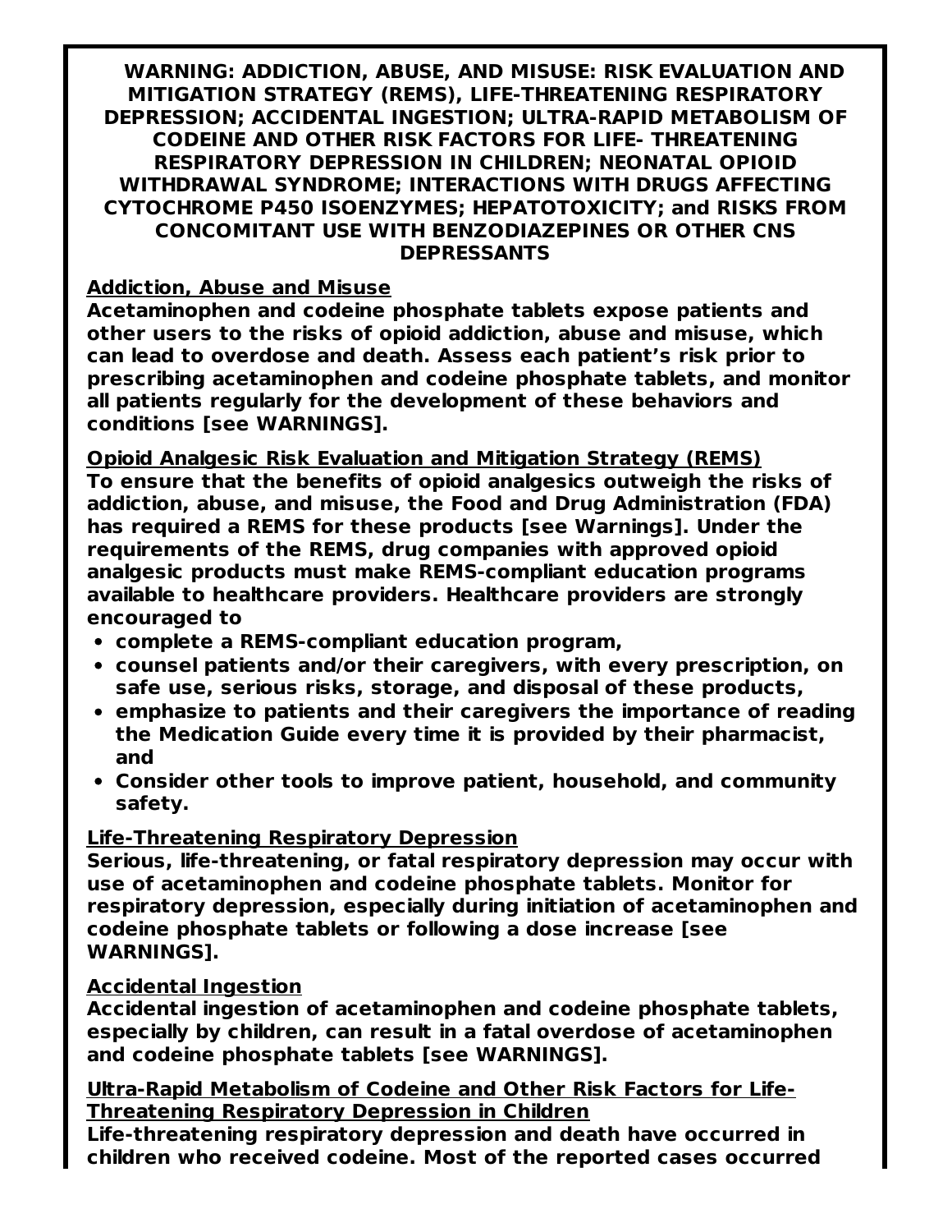**WARNING: ADDICTION, ABUSE, AND MISUSE: RISK EVALUATION AND MITIGATION STRATEGY (REMS), LIFE-THREATENING RESPIRATORY DEPRESSION; ACCIDENTAL INGESTION; ULTRA-RAPID METABOLISM OF CODEINE AND OTHER RISK FACTORS FOR LIFE- THREATENING RESPIRATORY DEPRESSION IN CHILDREN; NEONATAL OPIOID WITHDRAWAL SYNDROME; INTERACTIONS WITH DRUGS AFFECTING CYTOCHROME P450 ISOENZYMES; HEPATOTOXICITY; and RISKS FROM CONCOMITANT USE WITH BENZODIAZEPINES OR OTHER CNS DEPRESSANTS**

**Addiction, Abuse and Misuse**

**Acetaminophen and codeine phosphate tablets expose patients and other users to the risks of opioid addiction, abuse and misuse, which can lead to overdose and death. Assess each patient's risk prior to prescribing acetaminophen and codeine phosphate tablets, and monitor all patients regularly for the development of these behaviors and conditions [see WARNINGS].**

**Opioid Analgesic Risk Evaluation and Mitigation Strategy (REMS)**

**To ensure that the benefits of opioid analgesics outweigh the risks of addiction, abuse, and misuse, the Food and Drug Administration (FDA) has required a REMS for these products [see Warnings]. Under the requirements of the REMS, drug companies with approved opioid analgesic products must make REMS-compliant education programs available to healthcare providers. Healthcare providers are strongly encouraged to**

- **complete a REMS-compliant education program,**
- **counsel patients and/or their caregivers, with every prescription, on safe use, serious risks, storage, and disposal of these products,**
- **emphasize to patients and their caregivers the importance of reading the Medication Guide every time it is provided by their pharmacist, and**
- **Consider other tools to improve patient, household, and community safety.**

**Life-Threatening Respiratory Depression**

**Serious, life-threatening, or fatal respiratory depression may occur with use of acetaminophen and codeine phosphate tablets. Monitor for respiratory depression, especially during initiation of acetaminophen and codeine phosphate tablets or following a dose increase [see WARNINGS].**

**Accidental Ingestion**

**Accidental ingestion of acetaminophen and codeine phosphate tablets, especially by children, can result in a fatal overdose of acetaminophen and codeine phosphate tablets [see WARNINGS].**

**Ultra-Rapid Metabolism of Codeine and Other Risk Factors for Life-Threatening Respiratory Depression in Children**

**Life-threatening respiratory depression and death have occurred in children who received codeine. Most of the reported cases occurred**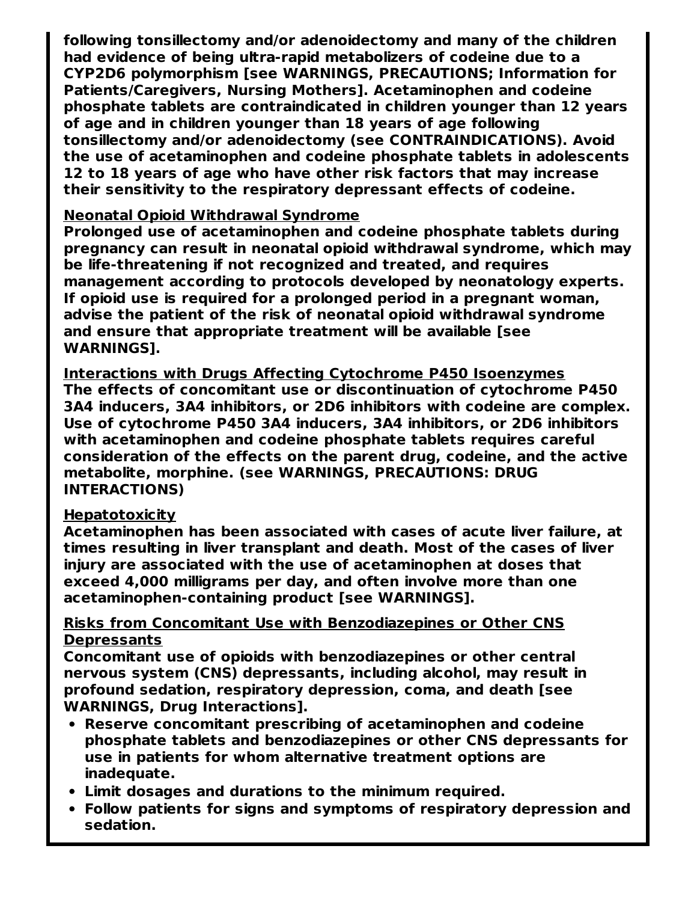**following tonsillectomy and/or adenoidectomy and many of the children had evidence of being ultra-rapid metabolizers of codeine due to a CYP2D6 polymorphism [see WARNINGS, PRECAUTIONS; Information for Patients/Caregivers, Nursing Mothers]. Acetaminophen and codeine phosphate tablets are contraindicated in children younger than 12 years of age and in children younger than 18 years of age following tonsillectomy and/or adenoidectomy (see CONTRAINDICATIONS). Avoid the use of acetaminophen and codeine phosphate tablets in adolescents 12 to 18 years of age who have other risk factors that may increase their sensitivity to the respiratory depressant effects of codeine.**

**Neonatal Opioid Withdrawal Syndrome**

**Prolonged use of acetaminophen and codeine phosphate tablets during pregnancy can result in neonatal opioid withdrawal syndrome, which may be life-threatening if not recognized and treated, and requires management according to protocols developed by neonatology experts. If opioid use is required for a prolonged period in a pregnant woman, advise the patient of the risk of neonatal opioid withdrawal syndrome and ensure that appropriate treatment will be available [see WARNINGS].**

**Interactions with Drugs Affecting Cytochrome P450 Isoenzymes**

**The effects of concomitant use or discontinuation of cytochrome P450 3A4 inducers, 3A4 inhibitors, or 2D6 inhibitors with codeine are complex. Use of cytochrome P450 3A4 inducers, 3A4 inhibitors, or 2D6 inhibitors with acetaminophen and codeine phosphate tablets requires careful consideration of the effects on the parent drug, codeine, and the active metabolite, morphine. (see WARNINGS, PRECAUTIONS: DRUG INTERACTIONS)**

**Hepatotoxicity**

**Acetaminophen has been associated with cases of acute liver failure, at times resulting in liver transplant and death. Most of the cases of liver injury are associated with the use of acetaminophen at doses that exceed 4,000 milligrams per day, and often involve more than one acetaminophen-containing product [see WARNINGS].**

**Risks from Concomitant Use with Benzodiazepines or Other CNS Depressants**

**Concomitant use of opioids with benzodiazepines or other central nervous system (CNS) depressants, including alcohol, may result in profound sedation, respiratory depression, coma, and death [see WARNINGS, Drug Interactions].**

- **Reserve concomitant prescribing of acetaminophen and codeine phosphate tablets and benzodiazepines or other CNS depressants for use in patients for whom alternative treatment options are inadequate.**
- **Limit dosages and durations to the minimum required.**
- **Follow patients for signs and symptoms of respiratory depression and sedation.**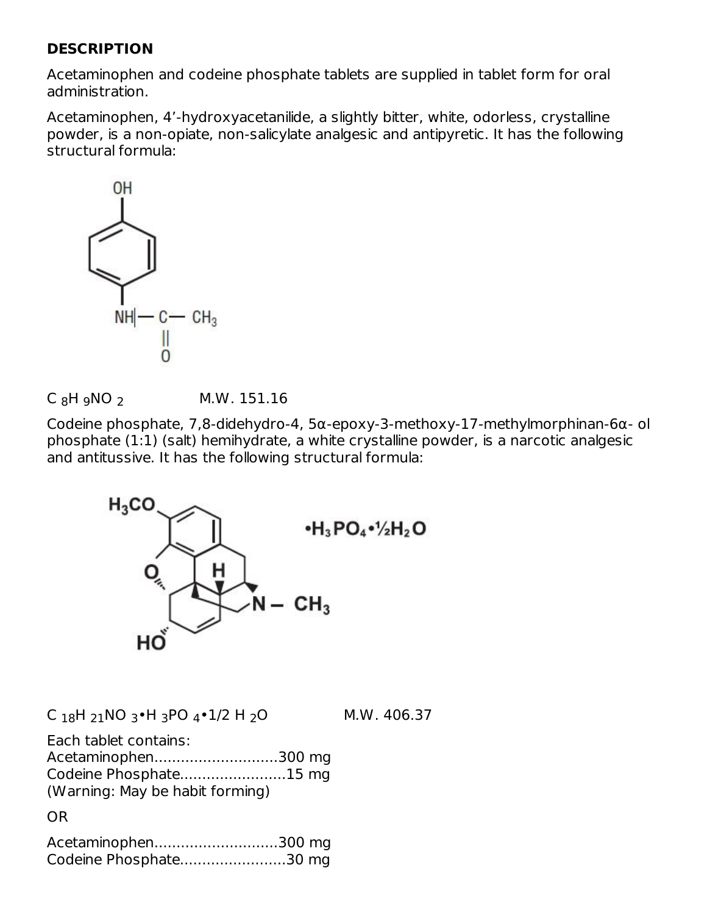## DESCRIPTION

Acetaminophen and codeine phosphate tablets are supplied in tablet form for oral administration.

Acetaminophen, 4'-hydroxyacetanilide, a slightly bitter, white, odorless, crystalline powder, is a non-opiate, non-salicylate analgesic and antipyretic. It has the following structural formula:

$C_8H_9NO_2$ M.W. 151.16

Codeine phosphate, 7,8-didehydro-4, 5α-epoxy-3-methoxy-17-methylmorphinan-6α- ol phosphate (1:1) (salt) hemihydrate, a white crystalline powder, is a narcotic analgesic and antitussive. It has the following structural formula:

$C_{18}H_{21}NO_3 \cdot H_3PO_4 \cdot 1/2\ H_2O$ M.W. 406.37

Each tablet contains:
Acetaminophen............................300 mg
Codeine Phosphate........................15 mg
(Warning: May be habit forming)

OR

Acetaminophen............................300 mg
Codeine Phosphate........................30 mg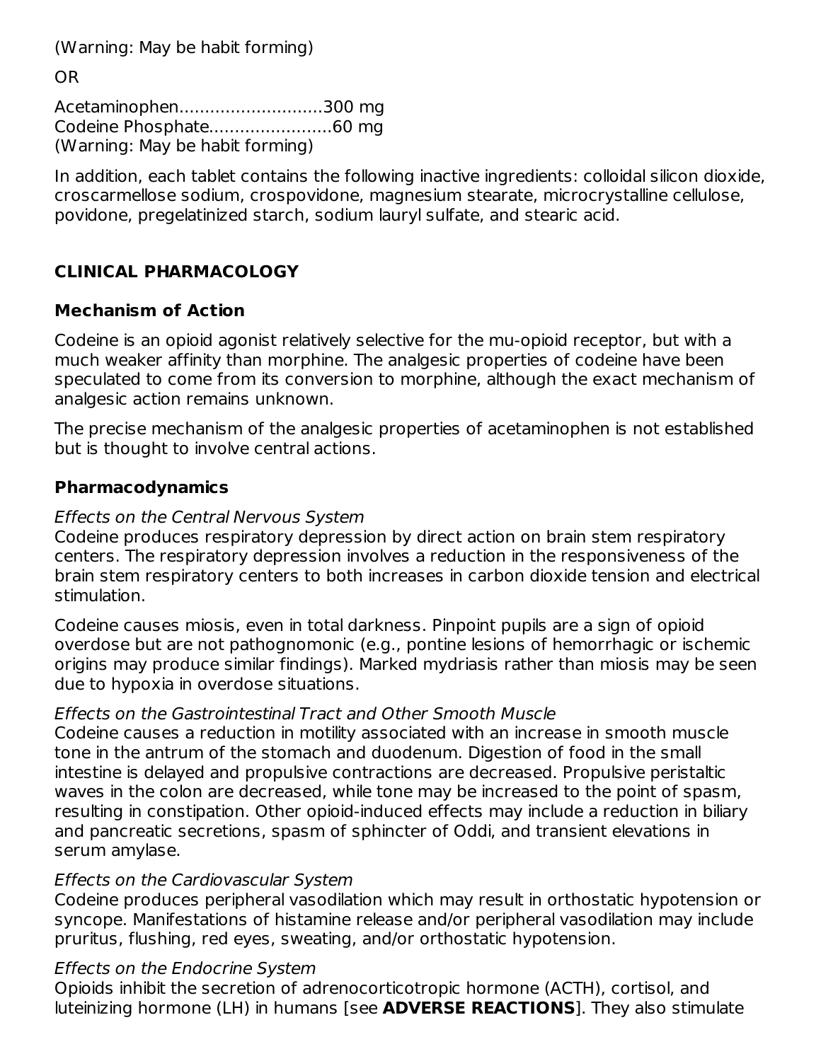(Warning: May be habit forming)

OR

Acetaminophen............................300 mg
Codeine Phosphate........................60 mg
(Warning: May be habit forming)

In addition, each tablet contains the following inactive ingredients: colloidal silicon dioxide, croscarmellose sodium, crospovidone, magnesium stearate, microcrystalline cellulose, povidone, pregelatinized starch, sodium lauryl sulfate, and stearic acid.

## CLINICAL PHARMACOLOGY

### Mechanism of Action

Codeine is an opioid agonist relatively selective for the mu-opioid receptor, but with a much weaker affinity than morphine. The analgesic properties of codeine have been speculated to come from its conversion to morphine, although the exact mechanism of analgesic action remains unknown.

The precise mechanism of the analgesic properties of acetaminophen is not established but is thought to involve central actions.

### Pharmacodynamics

*Effects on the Central Nervous System*
Codeine produces respiratory depression by direct action on brain stem respiratory centers. The respiratory depression involves a reduction in the responsiveness of the brain stem respiratory centers to both increases in carbon dioxide tension and electrical stimulation.

Codeine causes miosis, even in total darkness. Pinpoint pupils are a sign of opioid overdose but are not pathognomonic (e.g., pontine lesions of hemorrhagic or ischemic origins may produce similar findings). Marked mydriasis rather than miosis may be seen due to hypoxia in overdose situations.

*Effects on the Gastrointestinal Tract and Other Smooth Muscle*
Codeine causes a reduction in motility associated with an increase in smooth muscle tone in the antrum of the stomach and duodenum. Digestion of food in the small intestine is delayed and propulsive contractions are decreased. Propulsive peristaltic waves in the colon are decreased, while tone may be increased to the point of spasm, resulting in constipation. Other opioid-induced effects may include a reduction in biliary and pancreatic secretions, spasm of sphincter of Oddi, and transient elevations in serum amylase.

*Effects on the Cardiovascular System*
Codeine produces peripheral vasodilation which may result in orthostatic hypotension or syncope. Manifestations of histamine release and/or peripheral vasodilation may include pruritus, flushing, red eyes, sweating, and/or orthostatic hypotension.

*Effects on the Endocrine System*
Opioids inhibit the secretion of adrenocorticotropic hormone (ACTH), cortisol, and luteinizing hormone (LH) in humans [see **ADVERSE REACTIONS**]. They also stimulate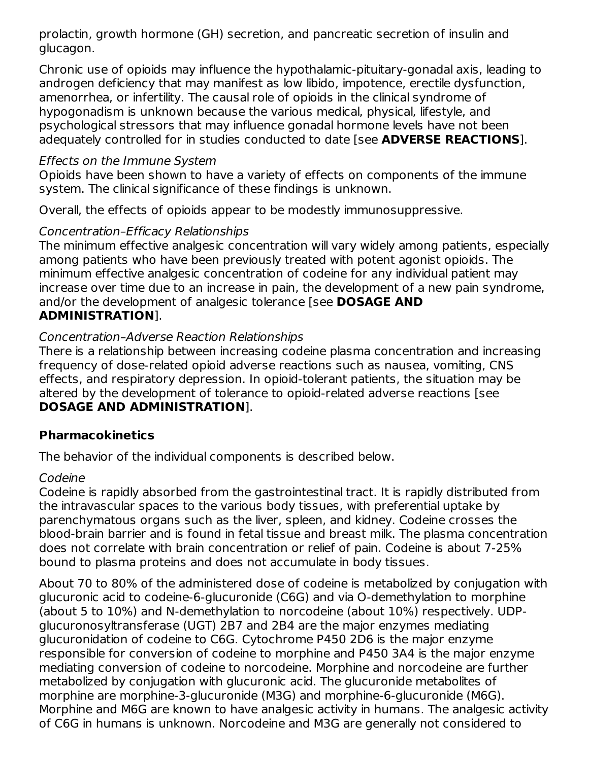prolactin, growth hormone (GH) secretion, and pancreatic secretion of insulin and glucagon.

Chronic use of opioids may influence the hypothalamic-pituitary-gonadal axis, leading to androgen deficiency that may manifest as low libido, impotence, erectile dysfunction, amenorrhea, or infertility. The causal role of opioids in the clinical syndrome of hypogonadism is unknown because the various medical, physical, lifestyle, and psychological stressors that may influence gonadal hormone levels have not been adequately controlled for in studies conducted to date [see **ADVERSE REACTIONS**].

*Effects on the Immune System*

Opioids have been shown to have a variety of effects on components of the immune system. The clinical significance of these findings is unknown.

Overall, the effects of opioids appear to be modestly immunosuppressive.

*Concentration–Efficacy Relationships*

The minimum effective analgesic concentration will vary widely among patients, especially among patients who have been previously treated with potent agonist opioids. The minimum effective analgesic concentration of codeine for any individual patient may increase over time due to an increase in pain, the development of a new pain syndrome, and/or the development of analgesic tolerance [see **DOSAGE AND ADMINISTRATION**].

*Concentration–Adverse Reaction Relationships*

There is a relationship between increasing codeine plasma concentration and increasing frequency of dose-related opioid adverse reactions such as nausea, vomiting, CNS effects, and respiratory depression. In opioid-tolerant patients, the situation may be altered by the development of tolerance to opioid-related adverse reactions [see **DOSAGE AND ADMINISTRATION**].

**Pharmacokinetics**

The behavior of the individual components is described below.

*Codeine*

Codeine is rapidly absorbed from the gastrointestinal tract. It is rapidly distributed from the intravascular spaces to the various body tissues, with preferential uptake by parenchymatous organs such as the liver, spleen, and kidney. Codeine crosses the blood-brain barrier and is found in fetal tissue and breast milk. The plasma concentration does not correlate with brain concentration or relief of pain. Codeine is about 7-25% bound to plasma proteins and does not accumulate in body tissues.

About 70 to 80% of the administered dose of codeine is metabolized by conjugation with glucuronic acid to codeine-6-glucuronide (C6G) and via O-demethylation to morphine (about 5 to 10%) and N-demethylation to norcodeine (about 10%) respectively. UDP-glucuronosyltransferase (UGT) 2B7 and 2B4 are the major enzymes mediating glucuronidation of codeine to C6G. Cytochrome P450 2D6 is the major enzyme responsible for conversion of codeine to morphine and P450 3A4 is the major enzyme mediating conversion of codeine to norcodeine. Morphine and norcodeine are further metabolized by conjugation with glucuronic acid. The glucuronide metabolites of morphine are morphine-3-glucuronide (M3G) and morphine-6-glucuronide (M6G). Morphine and M6G are known to have analgesic activity in humans. The analgesic activity of C6G in humans is unknown. Norcodeine and M3G are generally not considered to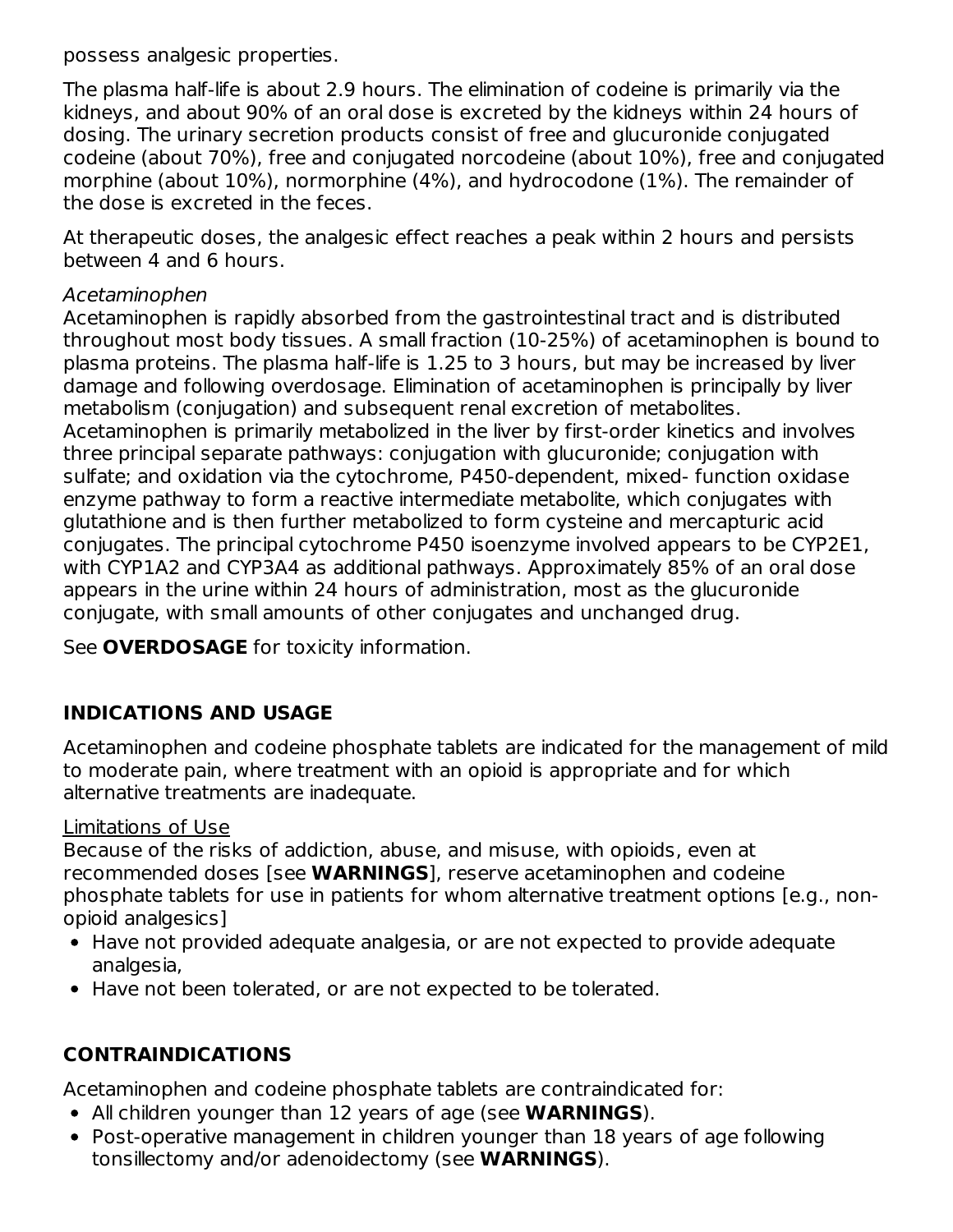possess analgesic properties.

The plasma half-life is about 2.9 hours. The elimination of codeine is primarily via the kidneys, and about 90% of an oral dose is excreted by the kidneys within 24 hours of dosing. The urinary secretion products consist of free and glucuronide conjugated codeine (about 70%), free and conjugated norcodeine (about 10%), free and conjugated morphine (about 10%), normorphine (4%), and hydrocodone (1%). The remainder of the dose is excreted in the feces.

At therapeutic doses, the analgesic effect reaches a peak within 2 hours and persists between 4 and 6 hours.

*Acetaminophen*
Acetaminophen is rapidly absorbed from the gastrointestinal tract and is distributed throughout most body tissues. A small fraction (10-25%) of acetaminophen is bound to plasma proteins. The plasma half-life is 1.25 to 3 hours, but may be increased by liver damage and following overdosage. Elimination of acetaminophen is principally by liver metabolism (conjugation) and subsequent renal excretion of metabolites. Acetaminophen is primarily metabolized in the liver by first-order kinetics and involves three principal separate pathways: conjugation with glucuronide; conjugation with sulfate; and oxidation via the cytochrome, P450-dependent, mixed- function oxidase enzyme pathway to form a reactive intermediate metabolite, which conjugates with glutathione and is then further metabolized to form cysteine and mercapturic acid conjugates. The principal cytochrome P450 isoenzyme involved appears to be CYP2E1, with CYP1A2 and CYP3A4 as additional pathways. Approximately 85% of an oral dose appears in the urine within 24 hours of administration, most as the glucuronide conjugate, with small amounts of other conjugates and unchanged drug.

See **OVERDOSAGE** for toxicity information.

## INDICATIONS AND USAGE

Acetaminophen and codeine phosphate tablets are indicated for the management of mild to moderate pain, where treatment with an opioid is appropriate and for which alternative treatments are inadequate.

<u>Limitations of Use</u>
Because of the risks of addiction, abuse, and misuse, with opioids, even at recommended doses [see **WARNINGS**], reserve acetaminophen and codeine phosphate tablets for use in patients for whom alternative treatment options [e.g., non-opioid analgesics]

- Have not provided adequate analgesia, or are not expected to provide adequate analgesia,
- Have not been tolerated, or are not expected to be tolerated.

## CONTRAINDICATIONS

Acetaminophen and codeine phosphate tablets are contraindicated for:

- All children younger than 12 years of age (see **WARNINGS**).
- Post-operative management in children younger than 18 years of age following tonsillectomy and/or adenoidectomy (see **WARNINGS**).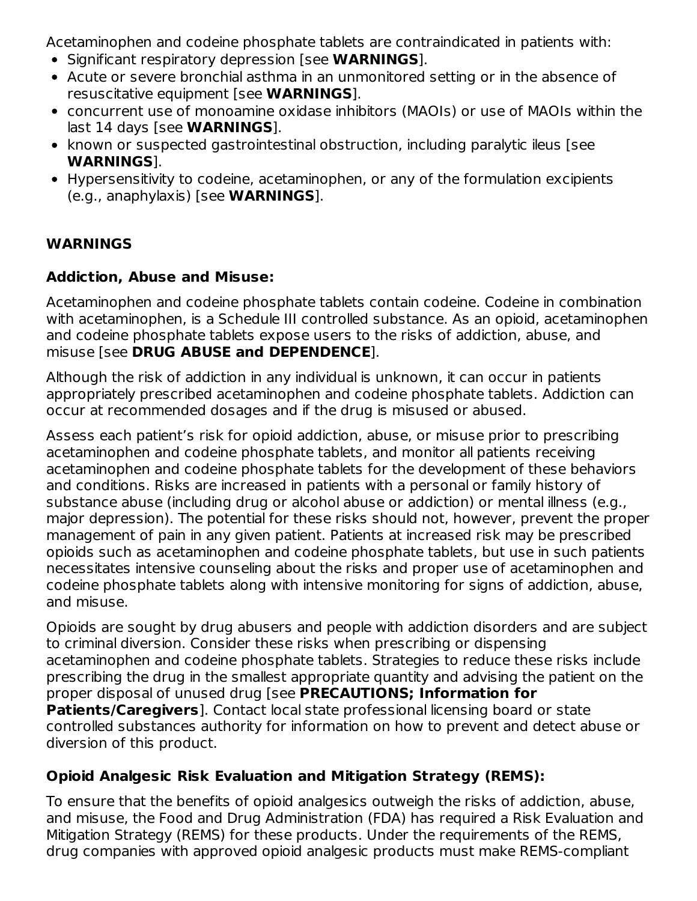Acetaminophen and codeine phosphate tablets are contraindicated in patients with:

- Significant respiratory depression [see **WARNINGS**].
- Acute or severe bronchial asthma in an unmonitored setting or in the absence of resuscitative equipment [see **WARNINGS**].
- concurrent use of monoamine oxidase inhibitors (MAOIs) or use of MAOIs within the last 14 days [see **WARNINGS**].
- known or suspected gastrointestinal obstruction, including paralytic ileus [see **WARNINGS**].
- Hypersensitivity to codeine, acetaminophen, or any of the formulation excipients (e.g., anaphylaxis) [see **WARNINGS**].

## WARNINGS

### Addiction, Abuse and Misuse:

Acetaminophen and codeine phosphate tablets contain codeine. Codeine in combination with acetaminophen, is a Schedule III controlled substance. As an opioid, acetaminophen and codeine phosphate tablets expose users to the risks of addiction, abuse, and misuse [see **DRUG ABUSE and DEPENDENCE**].

Although the risk of addiction in any individual is unknown, it can occur in patients appropriately prescribed acetaminophen and codeine phosphate tablets. Addiction can occur at recommended dosages and if the drug is misused or abused.

Assess each patient's risk for opioid addiction, abuse, or misuse prior to prescribing acetaminophen and codeine phosphate tablets, and monitor all patients receiving acetaminophen and codeine phosphate tablets for the development of these behaviors and conditions. Risks are increased in patients with a personal or family history of substance abuse (including drug or alcohol abuse or addiction) or mental illness (e.g., major depression). The potential for these risks should not, however, prevent the proper management of pain in any given patient. Patients at increased risk may be prescribed opioids such as acetaminophen and codeine phosphate tablets, but use in such patients necessitates intensive counseling about the risks and proper use of acetaminophen and codeine phosphate tablets along with intensive monitoring for signs of addiction, abuse, and misuse.

Opioids are sought by drug abusers and people with addiction disorders and are subject to criminal diversion. Consider these risks when prescribing or dispensing acetaminophen and codeine phosphate tablets. Strategies to reduce these risks include prescribing the drug in the smallest appropriate quantity and advising the patient on the proper disposal of unused drug [see **PRECAUTIONS; Information for Patients/Caregivers**]. Contact local state professional licensing board or state controlled substances authority for information on how to prevent and detect abuse or diversion of this product.

### Opioid Analgesic Risk Evaluation and Mitigation Strategy (REMS):

To ensure that the benefits of opioid analgesics outweigh the risks of addiction, abuse, and misuse, the Food and Drug Administration (FDA) has required a Risk Evaluation and Mitigation Strategy (REMS) for these products. Under the requirements of the REMS, drug companies with approved opioid analgesic products must make REMS-compliant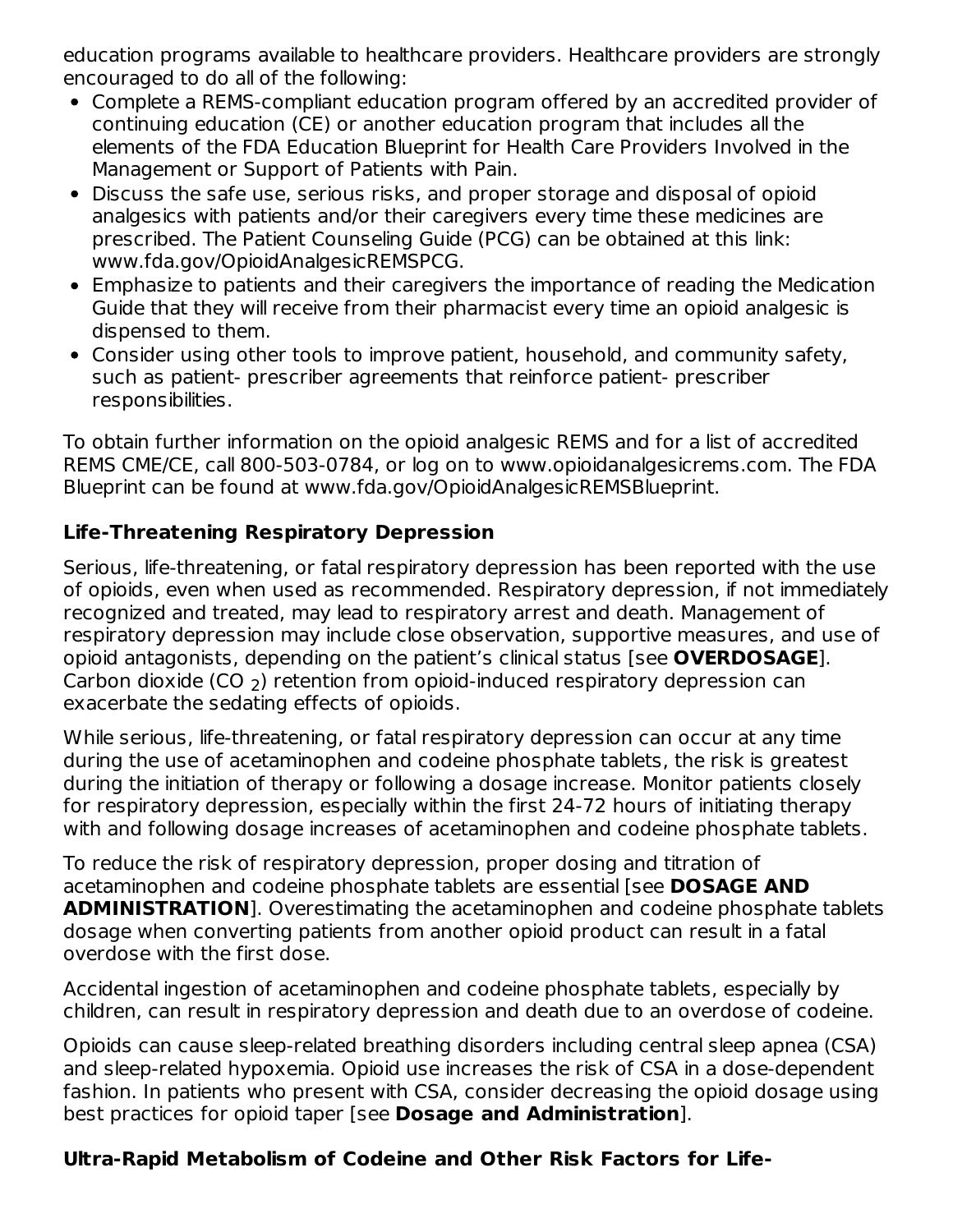education programs available to healthcare providers. Healthcare providers are strongly encouraged to do all of the following:

- Complete a REMS-compliant education program offered by an accredited provider of continuing education (CE) or another education program that includes all the elements of the FDA Education Blueprint for Health Care Providers Involved in the Management or Support of Patients with Pain.
- Discuss the safe use, serious risks, and proper storage and disposal of opioid analgesics with patients and/or their caregivers every time these medicines are prescribed. The Patient Counseling Guide (PCG) can be obtained at this link: www.fda.gov/OpioidAnalgesicREMSPCG.
- Emphasize to patients and their caregivers the importance of reading the Medication Guide that they will receive from their pharmacist every time an opioid analgesic is dispensed to them.
- Consider using other tools to improve patient, household, and community safety, such as patient- prescriber agreements that reinforce patient- prescriber responsibilities.

To obtain further information on the opioid analgesic REMS and for a list of accredited REMS CME/CE, call 800-503-0784, or log on to www.opioidanalgesicrems.com. The FDA Blueprint can be found at www.fda.gov/OpioidAnalgesicREMSBlueprint.

**Life-Threatening Respiratory Depression**

Serious, life-threatening, or fatal respiratory depression has been reported with the use of opioids, even when used as recommended. Respiratory depression, if not immediately recognized and treated, may lead to respiratory arrest and death. Management of respiratory depression may include close observation, supportive measures, and use of opioid antagonists, depending on the patient's clinical status [see **OVERDOSAGE**]. Carbon dioxide ($CO_2$) retention from opioid-induced respiratory depression can exacerbate the sedating effects of opioids.

While serious, life-threatening, or fatal respiratory depression can occur at any time during the use of acetaminophen and codeine phosphate tablets, the risk is greatest during the initiation of therapy or following a dosage increase. Monitor patients closely for respiratory depression, especially within the first 24-72 hours of initiating therapy with and following dosage increases of acetaminophen and codeine phosphate tablets.

To reduce the risk of respiratory depression, proper dosing and titration of acetaminophen and codeine phosphate tablets are essential [see **DOSAGE AND ADMINISTRATION**]. Overestimating the acetaminophen and codeine phosphate tablets dosage when converting patients from another opioid product can result in a fatal overdose with the first dose.

Accidental ingestion of acetaminophen and codeine phosphate tablets, especially by children, can result in respiratory depression and death due to an overdose of codeine.

Opioids can cause sleep-related breathing disorders including central sleep apnea (CSA) and sleep-related hypoxemia. Opioid use increases the risk of CSA in a dose-dependent fashion. In patients who present with CSA, consider decreasing the opioid dosage using best practices for opioid taper [see **Dosage and Administration**].

**Ultra-Rapid Metabolism of Codeine and Other Risk Factors for Life-**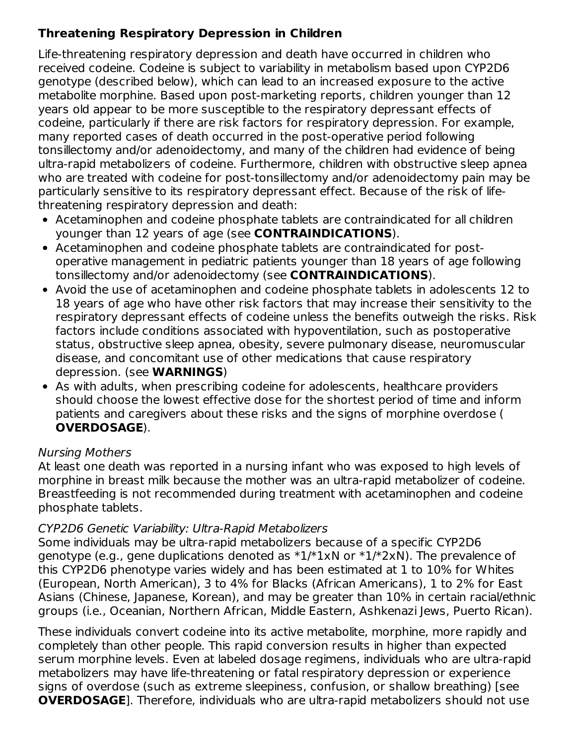**Threatening Respiratory Depression in Children**

Life-threatening respiratory depression and death have occurred in children who received codeine. Codeine is subject to variability in metabolism based upon CYP2D6 genotype (described below), which can lead to an increased exposure to the active metabolite morphine. Based upon post-marketing reports, children younger than 12 years old appear to be more susceptible to the respiratory depressant effects of codeine, particularly if there are risk factors for respiratory depression. For example, many reported cases of death occurred in the post-operative period following tonsillectomy and/or adenoidectomy, and many of the children had evidence of being ultra-rapid metabolizers of codeine. Furthermore, children with obstructive sleep apnea who are treated with codeine for post-tonsillectomy and/or adenoidectomy pain may be particularly sensitive to its respiratory depressant effect. Because of the risk of life-threatening respiratory depression and death:

- Acetaminophen and codeine phosphate tablets are contraindicated for all children younger than 12 years of age (see **CONTRAINDICATIONS**).
- Acetaminophen and codeine phosphate tablets are contraindicated for post-operative management in pediatric patients younger than 18 years of age following tonsillectomy and/or adenoidectomy (see **CONTRAINDICATIONS**).
- Avoid the use of acetaminophen and codeine phosphate tablets in adolescents 12 to 18 years of age who have other risk factors that may increase their sensitivity to the respiratory depressant effects of codeine unless the benefits outweigh the risks. Risk factors include conditions associated with hypoventilation, such as postoperative status, obstructive sleep apnea, obesity, severe pulmonary disease, neuromuscular disease, and concomitant use of other medications that cause respiratory depression. (see **WARNINGS**)
- As with adults, when prescribing codeine for adolescents, healthcare providers should choose the lowest effective dose for the shortest period of time and inform patients and caregivers about these risks and the signs of morphine overdose ( **OVERDOSAGE**).

*Nursing Mothers*

At least one death was reported in a nursing infant who was exposed to high levels of morphine in breast milk because the mother was an ultra-rapid metabolizer of codeine. Breastfeeding is not recommended during treatment with acetaminophen and codeine phosphate tablets.

*CYP2D6 Genetic Variability: Ultra-Rapid Metabolizers*

Some individuals may be ultra-rapid metabolizers because of a specific CYP2D6 genotype (e.g., gene duplications denoted as *1/*1xN or *1/*2xN). The prevalence of this CYP2D6 phenotype varies widely and has been estimated at 1 to 10% for Whites (European, North American), 3 to 4% for Blacks (African Americans), 1 to 2% for East Asians (Chinese, Japanese, Korean), and may be greater than 10% in certain racial/ethnic groups (i.e., Oceanian, Northern African, Middle Eastern, Ashkenazi Jews, Puerto Rican).

These individuals convert codeine into its active metabolite, morphine, more rapidly and completely than other people. This rapid conversion results in higher than expected serum morphine levels. Even at labeled dosage regimens, individuals who are ultra-rapid metabolizers may have life-threatening or fatal respiratory depression or experience signs of overdose (such as extreme sleepiness, confusion, or shallow breathing) [see **OVERDOSAGE**]. Therefore, individuals who are ultra-rapid metabolizers should not use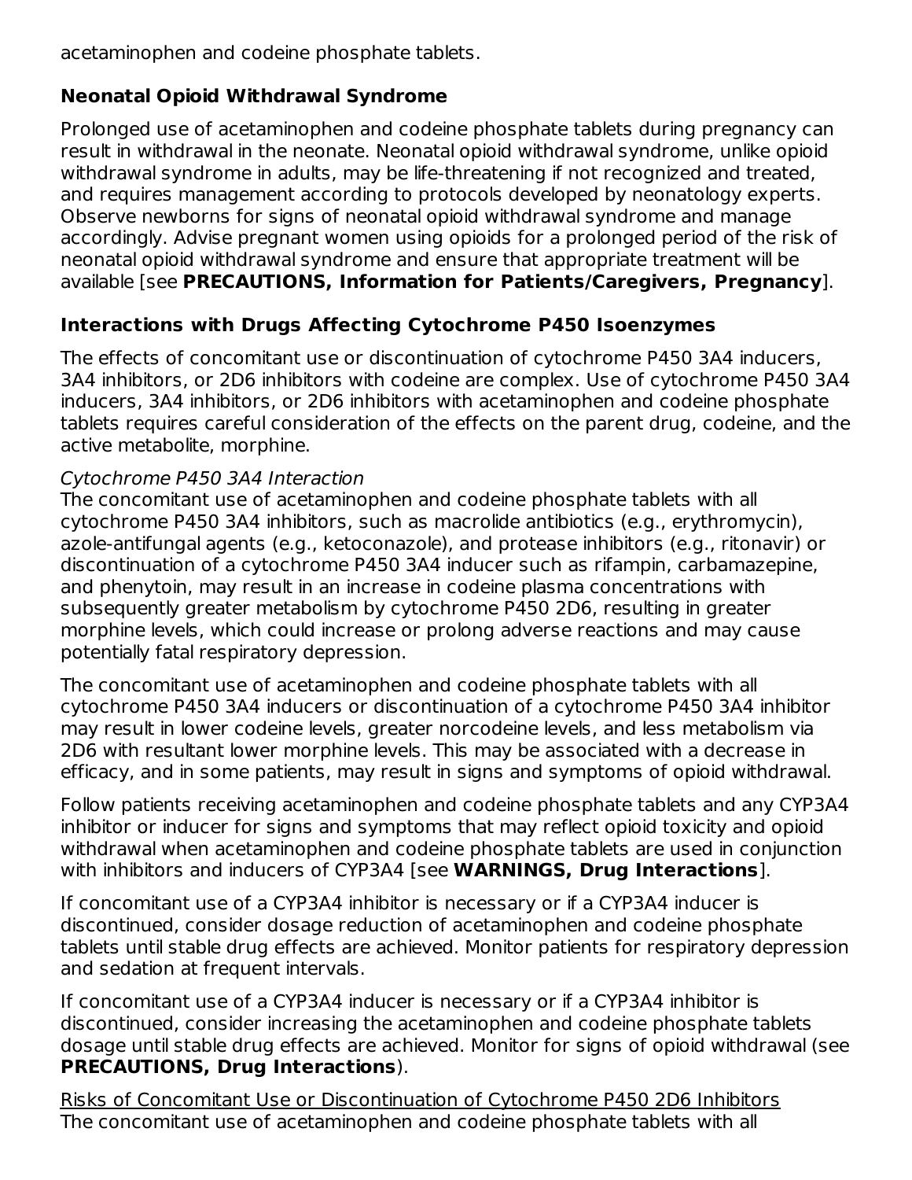acetaminophen and codeine phosphate tablets.

### Neonatal Opioid Withdrawal Syndrome

Prolonged use of acetaminophen and codeine phosphate tablets during pregnancy can result in withdrawal in the neonate. Neonatal opioid withdrawal syndrome, unlike opioid withdrawal syndrome in adults, may be life-threatening if not recognized and treated, and requires management according to protocols developed by neonatology experts. Observe newborns for signs of neonatal opioid withdrawal syndrome and manage accordingly. Advise pregnant women using opioids for a prolonged period of the risk of neonatal opioid withdrawal syndrome and ensure that appropriate treatment will be available [see **PRECAUTIONS, Information for Patients/Caregivers, Pregnancy**].

### Interactions with Drugs Affecting Cytochrome P450 Isoenzymes

The effects of concomitant use or discontinuation of cytochrome P450 3A4 inducers, 3A4 inhibitors, or 2D6 inhibitors with codeine are complex. Use of cytochrome P450 3A4 inducers, 3A4 inhibitors, or 2D6 inhibitors with acetaminophen and codeine phosphate tablets requires careful consideration of the effects on the parent drug, codeine, and the active metabolite, morphine.

*Cytochrome P450 3A4 Interaction*

The concomitant use of acetaminophen and codeine phosphate tablets with all cytochrome P450 3A4 inhibitors, such as macrolide antibiotics (e.g., erythromycin), azole-antifungal agents (e.g., ketoconazole), and protease inhibitors (e.g., ritonavir) or discontinuation of a cytochrome P450 3A4 inducer such as rifampin, carbamazepine, and phenytoin, may result in an increase in codeine plasma concentrations with subsequently greater metabolism by cytochrome P450 2D6, resulting in greater morphine levels, which could increase or prolong adverse reactions and may cause potentially fatal respiratory depression.

The concomitant use of acetaminophen and codeine phosphate tablets with all cytochrome P450 3A4 inducers or discontinuation of a cytochrome P450 3A4 inhibitor may result in lower codeine levels, greater norcodeine levels, and less metabolism via 2D6 with resultant lower morphine levels. This may be associated with a decrease in efficacy, and in some patients, may result in signs and symptoms of opioid withdrawal.

Follow patients receiving acetaminophen and codeine phosphate tablets and any CYP3A4 inhibitor or inducer for signs and symptoms that may reflect opioid toxicity and opioid withdrawal when acetaminophen and codeine phosphate tablets are used in conjunction with inhibitors and inducers of CYP3A4 [see **WARNINGS, Drug Interactions**].

If concomitant use of a CYP3A4 inhibitor is necessary or if a CYP3A4 inducer is discontinued, consider dosage reduction of acetaminophen and codeine phosphate tablets until stable drug effects are achieved. Monitor patients for respiratory depression and sedation at frequent intervals.

If concomitant use of a CYP3A4 inducer is necessary or if a CYP3A4 inhibitor is discontinued, consider increasing the acetaminophen and codeine phosphate tablets dosage until stable drug effects are achieved. Monitor for signs of opioid withdrawal (see **PRECAUTIONS, Drug Interactions**).

<u>Risks of Concomitant Use or Discontinuation of Cytochrome P450 2D6 Inhibitors</u>

The concomitant use of acetaminophen and codeine phosphate tablets with all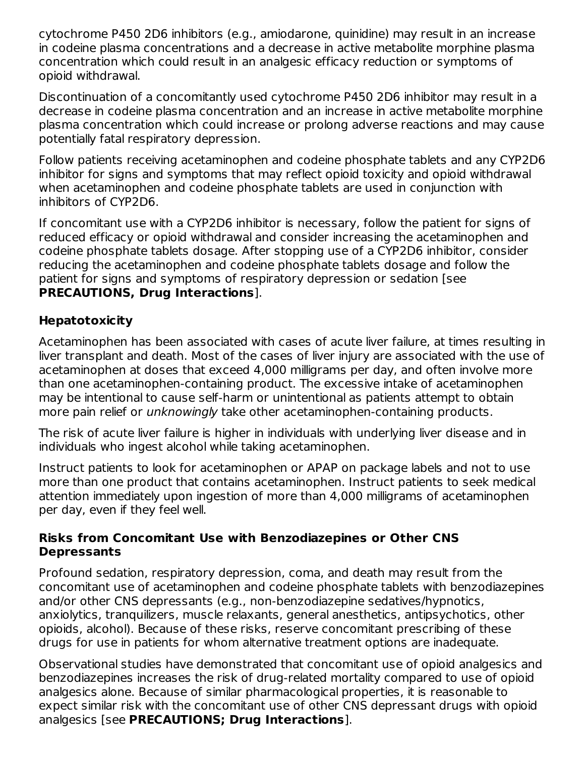cytochrome P450 2D6 inhibitors (e.g., amiodarone, quinidine) may result in an increase in codeine plasma concentrations and a decrease in active metabolite morphine plasma concentration which could result in an analgesic efficacy reduction or symptoms of opioid withdrawal.

Discontinuation of a concomitantly used cytochrome P450 2D6 inhibitor may result in a decrease in codeine plasma concentration and an increase in active metabolite morphine plasma concentration which could increase or prolong adverse reactions and may cause potentially fatal respiratory depression.

Follow patients receiving acetaminophen and codeine phosphate tablets and any CYP2D6 inhibitor for signs and symptoms that may reflect opioid toxicity and opioid withdrawal when acetaminophen and codeine phosphate tablets are used in conjunction with inhibitors of CYP2D6.

If concomitant use with a CYP2D6 inhibitor is necessary, follow the patient for signs of reduced efficacy or opioid withdrawal and consider increasing the acetaminophen and codeine phosphate tablets dosage. After stopping use of a CYP2D6 inhibitor, consider reducing the acetaminophen and codeine phosphate tablets dosage and follow the patient for signs and symptoms of respiratory depression or sedation [see **PRECAUTIONS, Drug Interactions**].

**Hepatotoxicity**

Acetaminophen has been associated with cases of acute liver failure, at times resulting in liver transplant and death. Most of the cases of liver injury are associated with the use of acetaminophen at doses that exceed 4,000 milligrams per day, and often involve more than one acetaminophen-containing product. The excessive intake of acetaminophen may be intentional to cause self-harm or unintentional as patients attempt to obtain more pain relief or *unknowingly* take other acetaminophen-containing products.

The risk of acute liver failure is higher in individuals with underlying liver disease and in individuals who ingest alcohol while taking acetaminophen.

Instruct patients to look for acetaminophen or APAP on package labels and not to use more than one product that contains acetaminophen. Instruct patients to seek medical attention immediately upon ingestion of more than 4,000 milligrams of acetaminophen per day, even if they feel well.

**Risks from Concomitant Use with Benzodiazepines or Other CNS Depressants**

Profound sedation, respiratory depression, coma, and death may result from the concomitant use of acetaminophen and codeine phosphate tablets with benzodiazepines and/or other CNS depressants (e.g., non-benzodiazepine sedatives/hypnotics, anxiolytics, tranquilizers, muscle relaxants, general anesthetics, antipsychotics, other opioids, alcohol). Because of these risks, reserve concomitant prescribing of these drugs for use in patients for whom alternative treatment options are inadequate.

Observational studies have demonstrated that concomitant use of opioid analgesics and benzodiazepines increases the risk of drug-related mortality compared to use of opioid analgesics alone. Because of similar pharmacological properties, it is reasonable to expect similar risk with the concomitant use of other CNS depressant drugs with opioid analgesics [see **PRECAUTIONS; Drug Interactions**].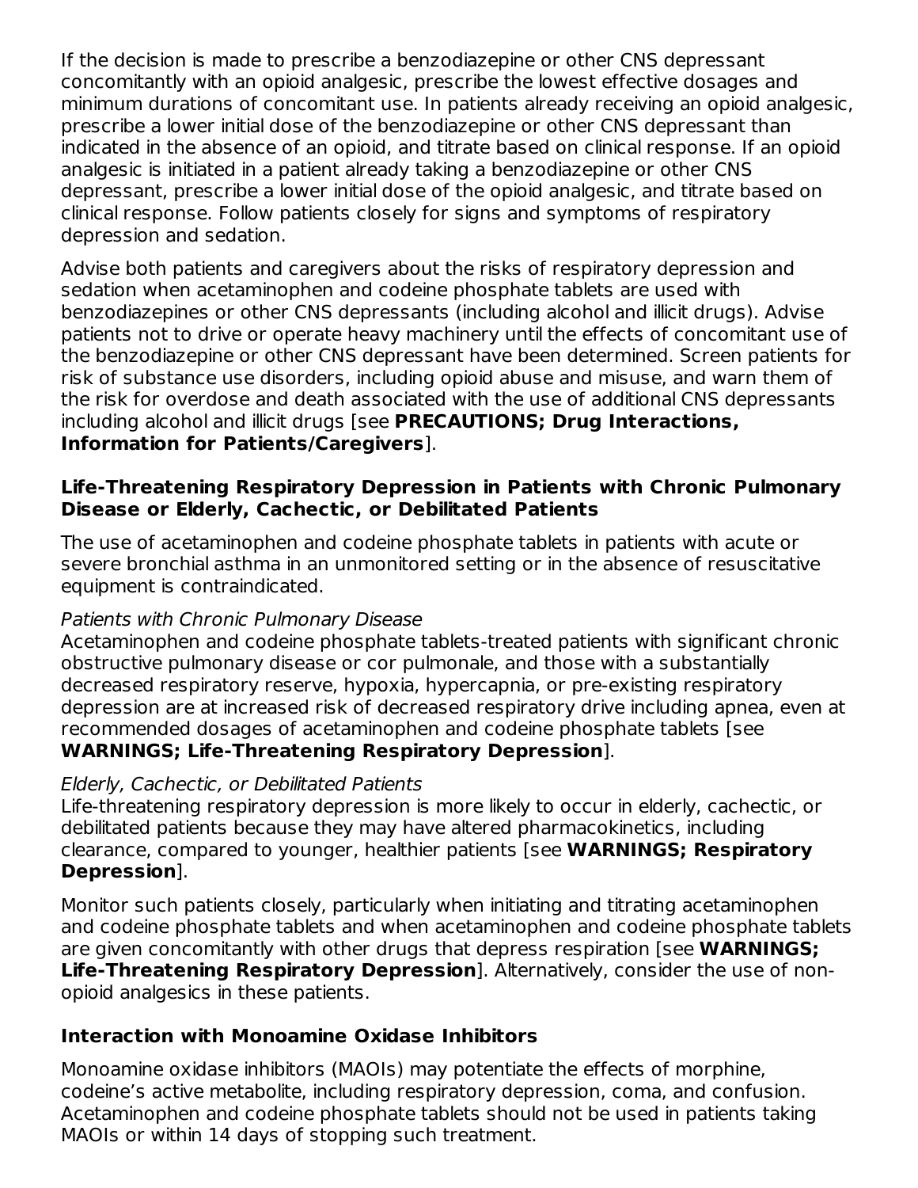If the decision is made to prescribe a benzodiazepine or other CNS depressant concomitantly with an opioid analgesic, prescribe the lowest effective dosages and minimum durations of concomitant use. In patients already receiving an opioid analgesic, prescribe a lower initial dose of the benzodiazepine or other CNS depressant than indicated in the absence of an opioid, and titrate based on clinical response. If an opioid analgesic is initiated in a patient already taking a benzodiazepine or other CNS depressant, prescribe a lower initial dose of the opioid analgesic, and titrate based on clinical response. Follow patients closely for signs and symptoms of respiratory depression and sedation.

Advise both patients and caregivers about the risks of respiratory depression and sedation when acetaminophen and codeine phosphate tablets are used with benzodiazepines or other CNS depressants (including alcohol and illicit drugs). Advise patients not to drive or operate heavy machinery until the effects of concomitant use of the benzodiazepine or other CNS depressant have been determined. Screen patients for risk of substance use disorders, including opioid abuse and misuse, and warn them of the risk for overdose and death associated with the use of additional CNS depressants including alcohol and illicit drugs [see **PRECAUTIONS; Drug Interactions, Information for Patients/Caregivers**].

### Life-Threatening Respiratory Depression in Patients with Chronic Pulmonary Disease or Elderly, Cachectic, or Debilitated Patients

The use of acetaminophen and codeine phosphate tablets in patients with acute or severe bronchial asthma in an unmonitored setting or in the absence of resuscitative equipment is contraindicated.

*Patients with Chronic Pulmonary Disease*
Acetaminophen and codeine phosphate tablets-treated patients with significant chronic obstructive pulmonary disease or cor pulmonale, and those with a substantially decreased respiratory reserve, hypoxia, hypercapnia, or pre-existing respiratory depression are at increased risk of decreased respiratory drive including apnea, even at recommended dosages of acetaminophen and codeine phosphate tablets [see **WARNINGS; Life-Threatening Respiratory Depression**].

*Elderly, Cachectic, or Debilitated Patients*
Life-threatening respiratory depression is more likely to occur in elderly, cachectic, or debilitated patients because they may have altered pharmacokinetics, including clearance, compared to younger, healthier patients [see **WARNINGS; Respiratory Depression**].

Monitor such patients closely, particularly when initiating and titrating acetaminophen and codeine phosphate tablets and when acetaminophen and codeine phosphate tablets are given concomitantly with other drugs that depress respiration [see **WARNINGS; Life-Threatening Respiratory Depression**]. Alternatively, consider the use of non-opioid analgesics in these patients.

### Interaction with Monoamine Oxidase Inhibitors

Monoamine oxidase inhibitors (MAOIs) may potentiate the effects of morphine, codeine's active metabolite, including respiratory depression, coma, and confusion. Acetaminophen and codeine phosphate tablets should not be used in patients taking MAOIs or within 14 days of stopping such treatment.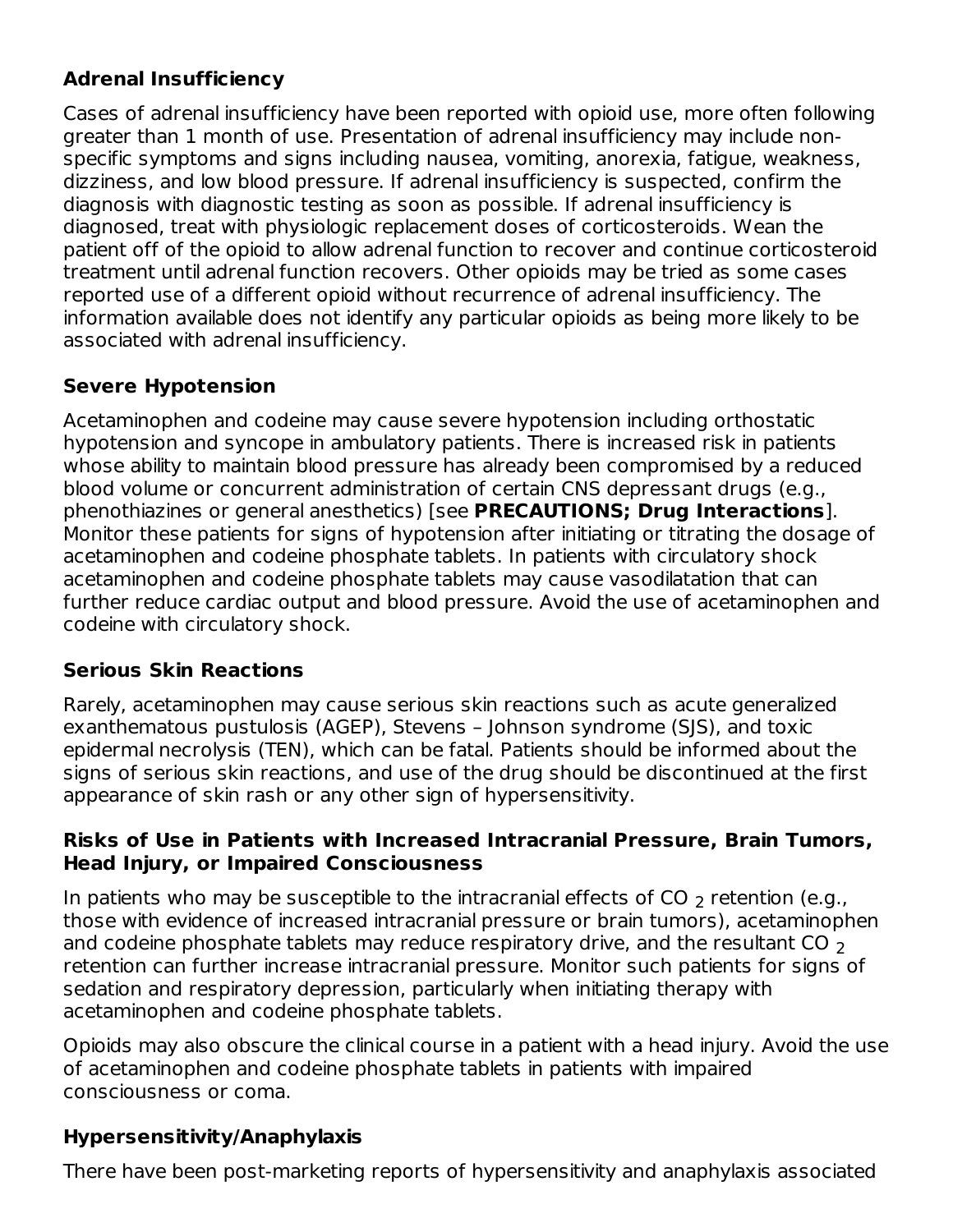**Adrenal Insufficiency**

Cases of adrenal insufficiency have been reported with opioid use, more often following greater than 1 month of use. Presentation of adrenal insufficiency may include non-specific symptoms and signs including nausea, vomiting, anorexia, fatigue, weakness, dizziness, and low blood pressure. If adrenal insufficiency is suspected, confirm the diagnosis with diagnostic testing as soon as possible. If adrenal insufficiency is diagnosed, treat with physiologic replacement doses of corticosteroids. Wean the patient off of the opioid to allow adrenal function to recover and continue corticosteroid treatment until adrenal function recovers. Other opioids may be tried as some cases reported use of a different opioid without recurrence of adrenal insufficiency. The information available does not identify any particular opioids as being more likely to be associated with adrenal insufficiency.

**Severe Hypotension**

Acetaminophen and codeine may cause severe hypotension including orthostatic hypotension and syncope in ambulatory patients. There is increased risk in patients whose ability to maintain blood pressure has already been compromised by a reduced blood volume or concurrent administration of certain CNS depressant drugs (e.g., phenothiazines or general anesthetics) [see **PRECAUTIONS; Drug Interactions**]. Monitor these patients for signs of hypotension after initiating or titrating the dosage of acetaminophen and codeine phosphate tablets. In patients with circulatory shock acetaminophen and codeine phosphate tablets may cause vasodilatation that can further reduce cardiac output and blood pressure. Avoid the use of acetaminophen and codeine with circulatory shock.

**Serious Skin Reactions**

Rarely, acetaminophen may cause serious skin reactions such as acute generalized exanthematous pustulosis (AGEP), Stevens – Johnson syndrome (SJS), and toxic epidermal necrolysis (TEN), which can be fatal. Patients should be informed about the signs of serious skin reactions, and use of the drug should be discontinued at the first appearance of skin rash or any other sign of hypersensitivity.

**Risks of Use in Patients with Increased Intracranial Pressure, Brain Tumors, Head Injury, or Impaired Consciousness**

In patients who may be susceptible to the intracranial effects of $CO_2$ retention (e.g., those with evidence of increased intracranial pressure or brain tumors), acetaminophen and codeine phosphate tablets may reduce respiratory drive, and the resultant $CO_2$ retention can further increase intracranial pressure. Monitor such patients for signs of sedation and respiratory depression, particularly when initiating therapy with acetaminophen and codeine phosphate tablets.

Opioids may also obscure the clinical course in a patient with a head injury. Avoid the use of acetaminophen and codeine phosphate tablets in patients with impaired consciousness or coma.

**Hypersensitivity/Anaphylaxis**

There have been post-marketing reports of hypersensitivity and anaphylaxis associated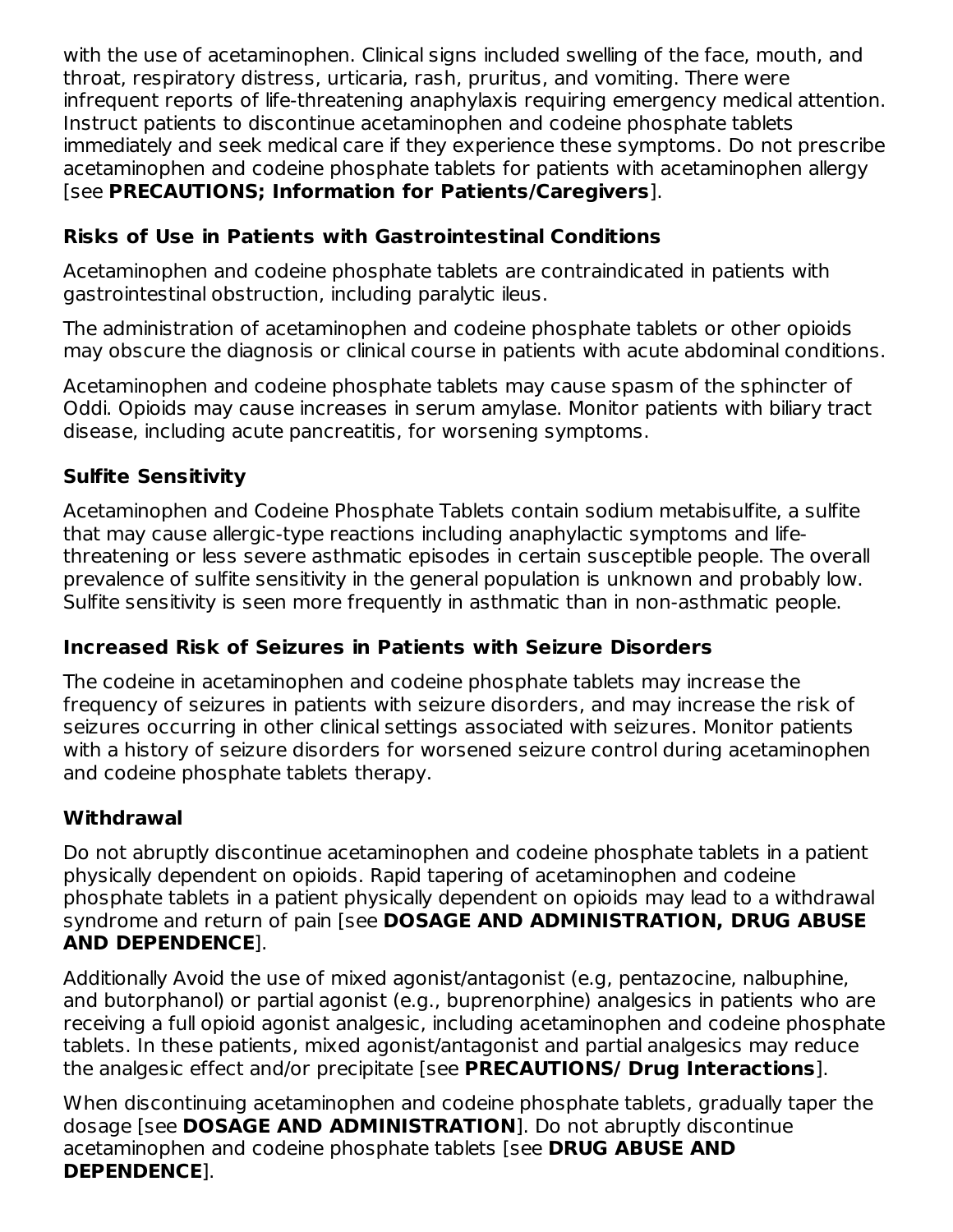with the use of acetaminophen. Clinical signs included swelling of the face, mouth, and throat, respiratory distress, urticaria, rash, pruritus, and vomiting. There were infrequent reports of life-threatening anaphylaxis requiring emergency medical attention. Instruct patients to discontinue acetaminophen and codeine phosphate tablets immediately and seek medical care if they experience these symptoms. Do not prescribe acetaminophen and codeine phosphate tablets for patients with acetaminophen allergy [see **PRECAUTIONS; Information for Patients/Caregivers**].

### Risks of Use in Patients with Gastrointestinal Conditions

Acetaminophen and codeine phosphate tablets are contraindicated in patients with gastrointestinal obstruction, including paralytic ileus.

The administration of acetaminophen and codeine phosphate tablets or other opioids may obscure the diagnosis or clinical course in patients with acute abdominal conditions.

Acetaminophen and codeine phosphate tablets may cause spasm of the sphincter of Oddi. Opioids may cause increases in serum amylase. Monitor patients with biliary tract disease, including acute pancreatitis, for worsening symptoms.

### Sulfite Sensitivity

Acetaminophen and Codeine Phosphate Tablets contain sodium metabisulfite, a sulfite that may cause allergic-type reactions including anaphylactic symptoms and life-threatening or less severe asthmatic episodes in certain susceptible people. The overall prevalence of sulfite sensitivity in the general population is unknown and probably low. Sulfite sensitivity is seen more frequently in asthmatic than in non-asthmatic people.

### Increased Risk of Seizures in Patients with Seizure Disorders

The codeine in acetaminophen and codeine phosphate tablets may increase the frequency of seizures in patients with seizure disorders, and may increase the risk of seizures occurring in other clinical settings associated with seizures. Monitor patients with a history of seizure disorders for worsened seizure control during acetaminophen and codeine phosphate tablets therapy.

### Withdrawal

Do not abruptly discontinue acetaminophen and codeine phosphate tablets in a patient physically dependent on opioids. Rapid tapering of acetaminophen and codeine phosphate tablets in a patient physically dependent on opioids may lead to a withdrawal syndrome and return of pain [see **DOSAGE AND ADMINISTRATION, DRUG ABUSE AND DEPENDENCE**].

Additionally Avoid the use of mixed agonist/antagonist (e.g, pentazocine, nalbuphine, and butorphanol) or partial agonist (e.g., buprenorphine) analgesics in patients who are receiving a full opioid agonist analgesic, including acetaminophen and codeine phosphate tablets. In these patients, mixed agonist/antagonist and partial analgesics may reduce the analgesic effect and/or precipitate [see **PRECAUTIONS/ Drug Interactions**].

When discontinuing acetaminophen and codeine phosphate tablets, gradually taper the dosage [see **DOSAGE AND ADMINISTRATION**]. Do not abruptly discontinue acetaminophen and codeine phosphate tablets [see **DRUG ABUSE AND DEPENDENCE**].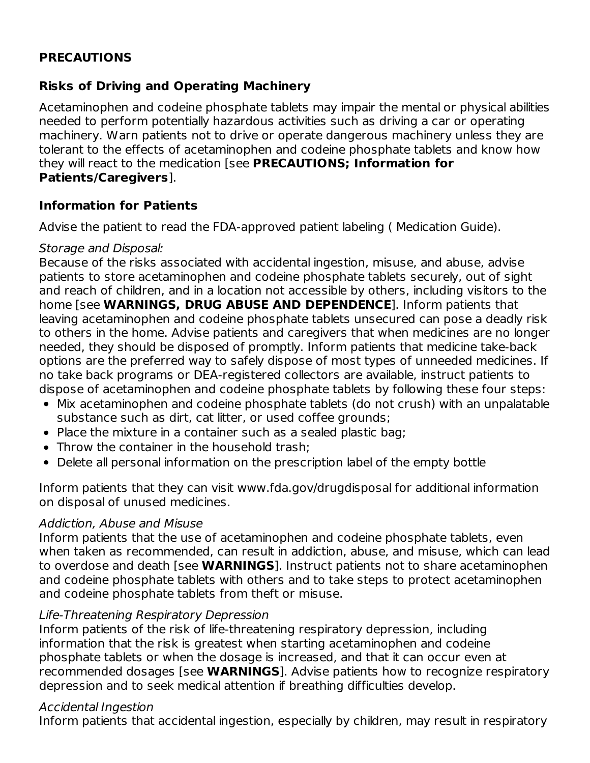## PRECAUTIONS

### Risks of Driving and Operating Machinery

Acetaminophen and codeine phosphate tablets may impair the mental or physical abilities needed to perform potentially hazardous activities such as driving a car or operating machinery. Warn patients not to drive or operate dangerous machinery unless they are tolerant to the effects of acetaminophen and codeine phosphate tablets and know how they will react to the medication [see **PRECAUTIONS; Information for Patients/Caregivers**].

### Information for Patients

Advise the patient to read the FDA-approved patient labeling ( Medication Guide).

*Storage and Disposal:*
Because of the risks associated with accidental ingestion, misuse, and abuse, advise patients to store acetaminophen and codeine phosphate tablets securely, out of sight and reach of children, and in a location not accessible by others, including visitors to the home [see **WARNINGS, DRUG ABUSE AND DEPENDENCE**]. Inform patients that leaving acetaminophen and codeine phosphate tablets unsecured can pose a deadly risk to others in the home. Advise patients and caregivers that when medicines are no longer needed, they should be disposed of promptly. Inform patients that medicine take-back options are the preferred way to safely dispose of most types of unneeded medicines. If no take back programs or DEA-registered collectors are available, instruct patients to dispose of acetaminophen and codeine phosphate tablets by following these four steps:

- Mix acetaminophen and codeine phosphate tablets (do not crush) with an unpalatable substance such as dirt, cat litter, or used coffee grounds;
- Place the mixture in a container such as a sealed plastic bag;
- Throw the container in the household trash;
- Delete all personal information on the prescription label of the empty bottle

Inform patients that they can visit www.fda.gov/drugdisposal for additional information on disposal of unused medicines.

*Addiction, Abuse and Misuse*
Inform patients that the use of acetaminophen and codeine phosphate tablets, even when taken as recommended, can result in addiction, abuse, and misuse, which can lead to overdose and death [see **WARNINGS**]. Instruct patients not to share acetaminophen and codeine phosphate tablets with others and to take steps to protect acetaminophen and codeine phosphate tablets from theft or misuse.

*Life-Threatening Respiratory Depression*
Inform patients of the risk of life-threatening respiratory depression, including information that the risk is greatest when starting acetaminophen and codeine phosphate tablets or when the dosage is increased, and that it can occur even at recommended dosages [see **WARNINGS**]. Advise patients how to recognize respiratory depression and to seek medical attention if breathing difficulties develop.

*Accidental Ingestion*
Inform patients that accidental ingestion, especially by children, may result in respiratory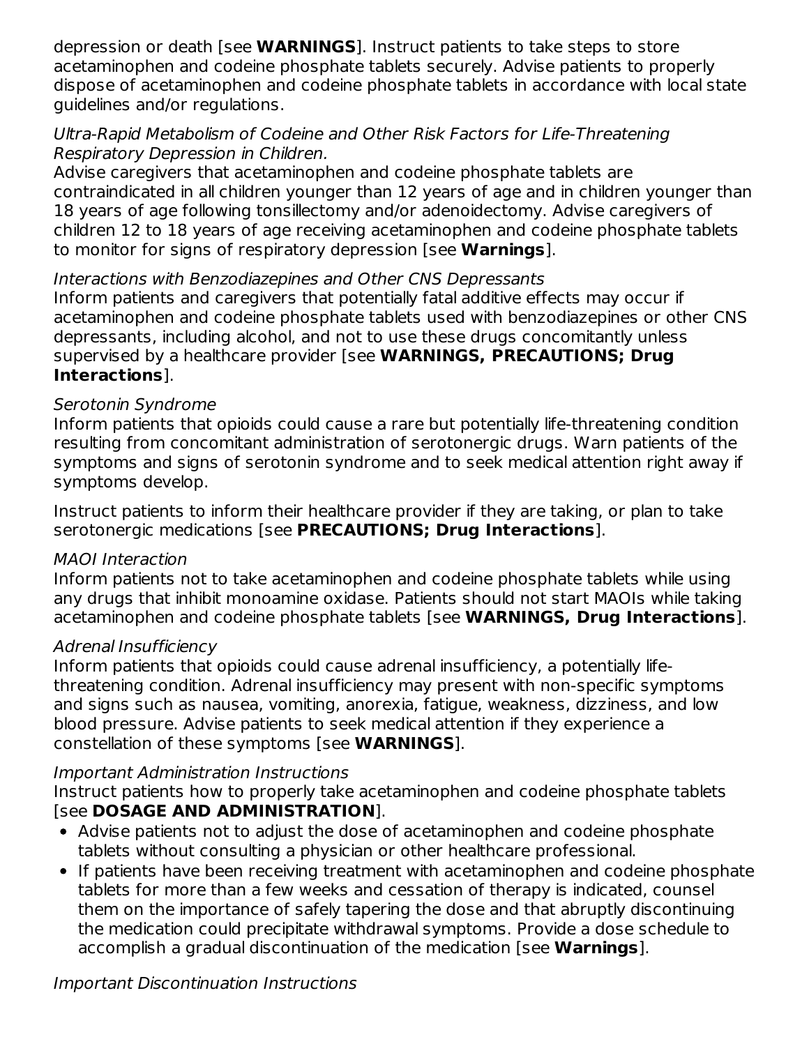depression or death [see **WARNINGS**]. Instruct patients to take steps to store acetaminophen and codeine phosphate tablets securely. Advise patients to properly dispose of acetaminophen and codeine phosphate tablets in accordance with local state guidelines and/or regulations.

*Ultra-Rapid Metabolism of Codeine and Other Risk Factors for Life-Threatening Respiratory Depression in Children.*
Advise caregivers that acetaminophen and codeine phosphate tablets are contraindicated in all children younger than 12 years of age and in children younger than 18 years of age following tonsillectomy and/or adenoidectomy. Advise caregivers of children 12 to 18 years of age receiving acetaminophen and codeine phosphate tablets to monitor for signs of respiratory depression [see **Warnings**].

*Interactions with Benzodiazepines and Other CNS Depressants*
Inform patients and caregivers that potentially fatal additive effects may occur if acetaminophen and codeine phosphate tablets used with benzodiazepines or other CNS depressants, including alcohol, and not to use these drugs concomitantly unless supervised by a healthcare provider [see **WARNINGS, PRECAUTIONS; Drug Interactions**].

*Serotonin Syndrome*
Inform patients that opioids could cause a rare but potentially life-threatening condition resulting from concomitant administration of serotonergic drugs. Warn patients of the symptoms and signs of serotonin syndrome and to seek medical attention right away if symptoms develop.

Instruct patients to inform their healthcare provider if they are taking, or plan to take serotonergic medications [see **PRECAUTIONS; Drug Interactions**].

*MAOI Interaction*
Inform patients not to take acetaminophen and codeine phosphate tablets while using any drugs that inhibit monoamine oxidase. Patients should not start MAOIs while taking acetaminophen and codeine phosphate tablets [see **WARNINGS, Drug Interactions**].

*Adrenal Insufficiency*
Inform patients that opioids could cause adrenal insufficiency, a potentially life-threatening condition. Adrenal insufficiency may present with non-specific symptoms and signs such as nausea, vomiting, anorexia, fatigue, weakness, dizziness, and low blood pressure. Advise patients to seek medical attention if they experience a constellation of these symptoms [see **WARNINGS**].

*Important Administration Instructions*
Instruct patients how to properly take acetaminophen and codeine phosphate tablets [see **DOSAGE AND ADMINISTRATION**].

- Advise patients not to adjust the dose of acetaminophen and codeine phosphate tablets without consulting a physician or other healthcare professional.
- If patients have been receiving treatment with acetaminophen and codeine phosphate tablets for more than a few weeks and cessation of therapy is indicated, counsel them on the importance of safely tapering the dose and that abruptly discontinuing the medication could precipitate withdrawal symptoms. Provide a dose schedule to accomplish a gradual discontinuation of the medication [see **Warnings**].

*Important Discontinuation Instructions*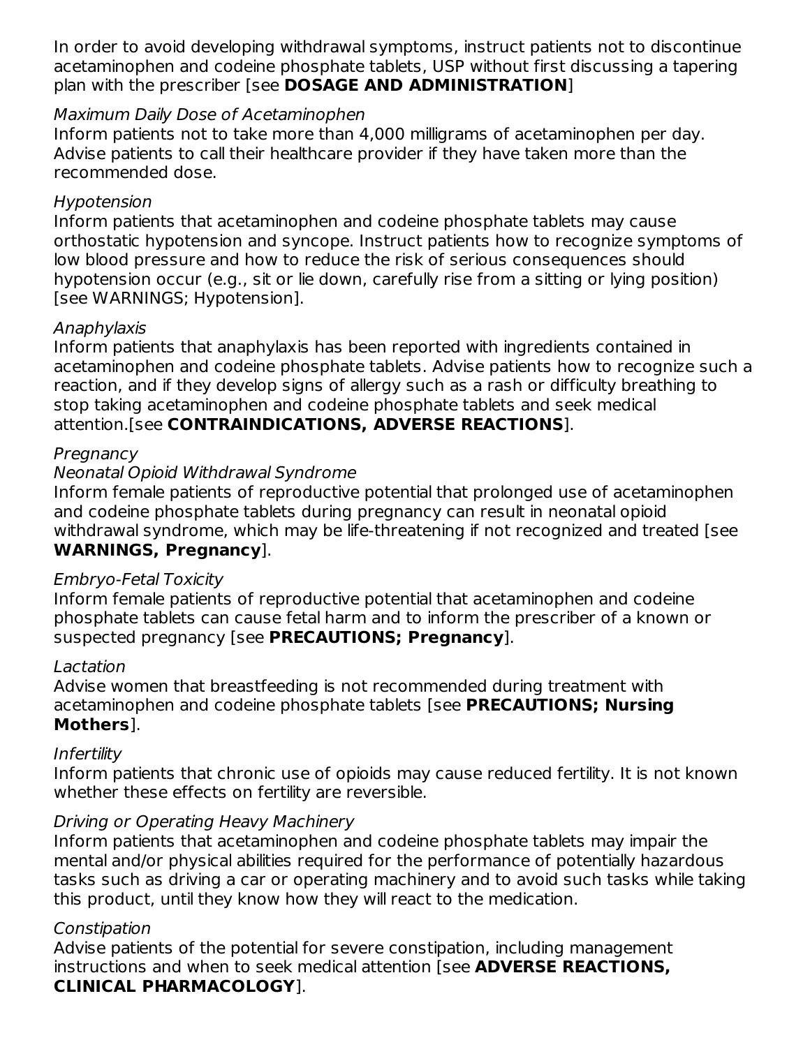In order to avoid developing withdrawal symptoms, instruct patients not to discontinue acetaminophen and codeine phosphate tablets, USP without first discussing a tapering plan with the prescriber [see **DOSAGE AND ADMINISTRATION**]

*Maximum Daily Dose of Acetaminophen*

Inform patients not to take more than 4,000 milligrams of acetaminophen per day. Advise patients to call their healthcare provider if they have taken more than the recommended dose.

*Hypotension*

Inform patients that acetaminophen and codeine phosphate tablets may cause orthostatic hypotension and syncope. Instruct patients how to recognize symptoms of low blood pressure and how to reduce the risk of serious consequences should hypotension occur (e.g., sit or lie down, carefully rise from a sitting or lying position) [see WARNINGS; Hypotension].

*Anaphylaxis*

Inform patients that anaphylaxis has been reported with ingredients contained in acetaminophen and codeine phosphate tablets. Advise patients how to recognize such a reaction, and if they develop signs of allergy such as a rash or difficulty breathing to stop taking acetaminophen and codeine phosphate tablets and seek medical attention.[see **CONTRAINDICATIONS, ADVERSE REACTIONS**].

*Pregnancy*

*Neonatal Opioid Withdrawal Syndrome*

Inform female patients of reproductive potential that prolonged use of acetaminophen and codeine phosphate tablets during pregnancy can result in neonatal opioid withdrawal syndrome, which may be life-threatening if not recognized and treated [see **WARNINGS, Pregnancy**].

*Embryo-Fetal Toxicity*

Inform female patients of reproductive potential that acetaminophen and codeine phosphate tablets can cause fetal harm and to inform the prescriber of a known or suspected pregnancy [see **PRECAUTIONS; Pregnancy**].

*Lactation*

Advise women that breastfeeding is not recommended during treatment with acetaminophen and codeine phosphate tablets [see **PRECAUTIONS; Nursing Mothers**].

*Infertility*

Inform patients that chronic use of opioids may cause reduced fertility. It is not known whether these effects on fertility are reversible.

*Driving or Operating Heavy Machinery*

Inform patients that acetaminophen and codeine phosphate tablets may impair the mental and/or physical abilities required for the performance of potentially hazardous tasks such as driving a car or operating machinery and to avoid such tasks while taking this product, until they know how they will react to the medication.

*Constipation*

Advise patients of the potential for severe constipation, including management instructions and when to seek medical attention [see **ADVERSE REACTIONS, CLINICAL PHARMACOLOGY**].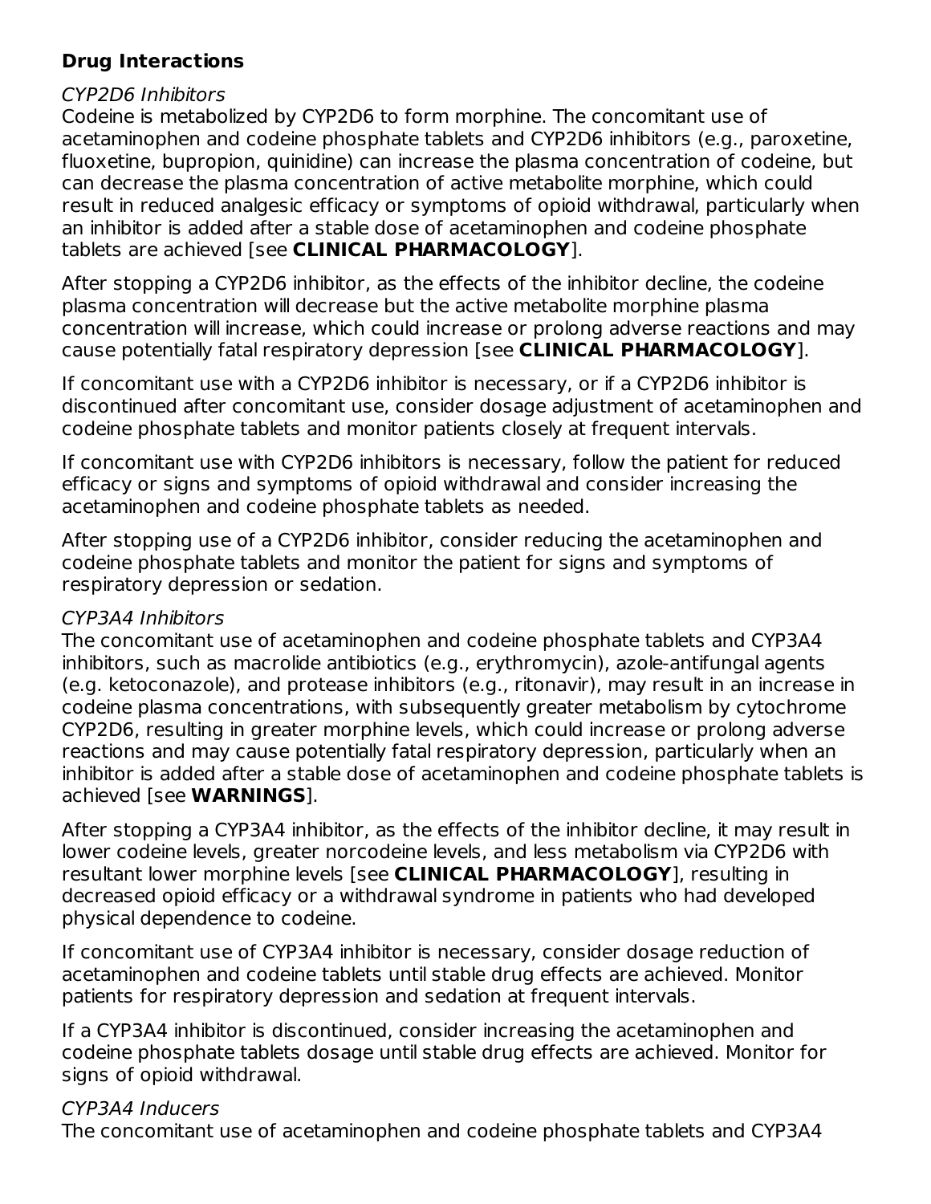**Drug Interactions**

*CYP2D6 Inhibitors*
Codeine is metabolized by CYP2D6 to form morphine. The concomitant use of acetaminophen and codeine phosphate tablets and CYP2D6 inhibitors (e.g., paroxetine, fluoxetine, bupropion, quinidine) can increase the plasma concentration of codeine, but can decrease the plasma concentration of active metabolite morphine, which could result in reduced analgesic efficacy or symptoms of opioid withdrawal, particularly when an inhibitor is added after a stable dose of acetaminophen and codeine phosphate tablets are achieved [see **CLINICAL PHARMACOLOGY**].

After stopping a CYP2D6 inhibitor, as the effects of the inhibitor decline, the codeine plasma concentration will decrease but the active metabolite morphine plasma concentration will increase, which could increase or prolong adverse reactions and may cause potentially fatal respiratory depression [see **CLINICAL PHARMACOLOGY**].

If concomitant use with a CYP2D6 inhibitor is necessary, or if a CYP2D6 inhibitor is discontinued after concomitant use, consider dosage adjustment of acetaminophen and codeine phosphate tablets and monitor patients closely at frequent intervals.

If concomitant use with CYP2D6 inhibitors is necessary, follow the patient for reduced efficacy or signs and symptoms of opioid withdrawal and consider increasing the acetaminophen and codeine phosphate tablets as needed.

After stopping use of a CYP2D6 inhibitor, consider reducing the acetaminophen and codeine phosphate tablets and monitor the patient for signs and symptoms of respiratory depression or sedation.

*CYP3A4 Inhibitors*
The concomitant use of acetaminophen and codeine phosphate tablets and CYP3A4 inhibitors, such as macrolide antibiotics (e.g., erythromycin), azole-antifungal agents (e.g. ketoconazole), and protease inhibitors (e.g., ritonavir), may result in an increase in codeine plasma concentrations, with subsequently greater metabolism by cytochrome CYP2D6, resulting in greater morphine levels, which could increase or prolong adverse reactions and may cause potentially fatal respiratory depression, particularly when an inhibitor is added after a stable dose of acetaminophen and codeine phosphate tablets is achieved [see **WARNINGS**].

After stopping a CYP3A4 inhibitor, as the effects of the inhibitor decline, it may result in lower codeine levels, greater norcodeine levels, and less metabolism via CYP2D6 with resultant lower morphine levels [see **CLINICAL PHARMACOLOGY**], resulting in decreased opioid efficacy or a withdrawal syndrome in patients who had developed physical dependence to codeine.

If concomitant use of CYP3A4 inhibitor is necessary, consider dosage reduction of acetaminophen and codeine tablets until stable drug effects are achieved. Monitor patients for respiratory depression and sedation at frequent intervals.

If a CYP3A4 inhibitor is discontinued, consider increasing the acetaminophen and codeine phosphate tablets dosage until stable drug effects are achieved. Monitor for signs of opioid withdrawal.

*CYP3A4 Inducers*
The concomitant use of acetaminophen and codeine phosphate tablets and CYP3A4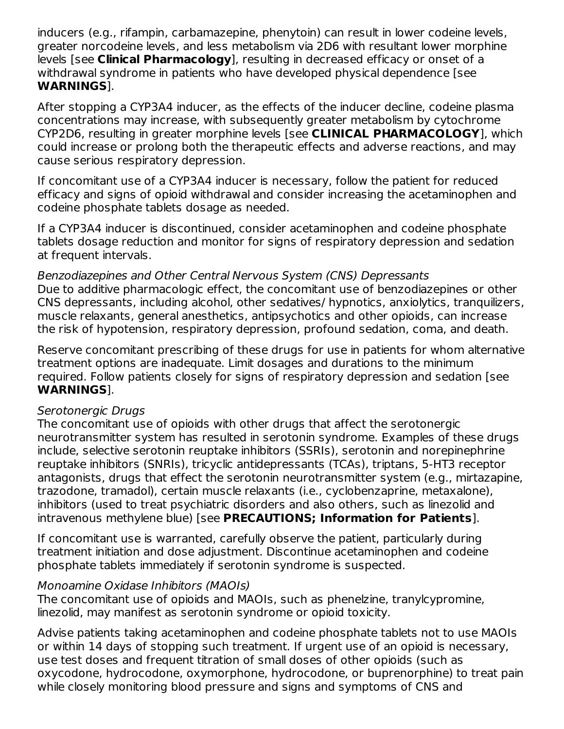inducers (e.g., rifampin, carbamazepine, phenytoin) can result in lower codeine levels, greater norcodeine levels, and less metabolism via 2D6 with resultant lower morphine levels [see **Clinical Pharmacology**], resulting in decreased efficacy or onset of a withdrawal syndrome in patients who have developed physical dependence [see **WARNINGS**].

After stopping a CYP3A4 inducer, as the effects of the inducer decline, codeine plasma concentrations may increase, with subsequently greater metabolism by cytochrome CYP2D6, resulting in greater morphine levels [see **CLINICAL PHARMACOLOGY**], which could increase or prolong both the therapeutic effects and adverse reactions, and may cause serious respiratory depression.

If concomitant use of a CYP3A4 inducer is necessary, follow the patient for reduced efficacy and signs of opioid withdrawal and consider increasing the acetaminophen and codeine phosphate tablets dosage as needed.

If a CYP3A4 inducer is discontinued, consider acetaminophen and codeine phosphate tablets dosage reduction and monitor for signs of respiratory depression and sedation at frequent intervals.

*Benzodiazepines and Other Central Nervous System (CNS) Depressants*
Due to additive pharmacologic effect, the concomitant use of benzodiazepines or other CNS depressants, including alcohol, other sedatives/ hypnotics, anxiolytics, tranquilizers, muscle relaxants, general anesthetics, antipsychotics and other opioids, can increase the risk of hypotension, respiratory depression, profound sedation, coma, and death.

Reserve concomitant prescribing of these drugs for use in patients for whom alternative treatment options are inadequate. Limit dosages and durations to the minimum required. Follow patients closely for signs of respiratory depression and sedation [see **WARNINGS**].

*Serotonergic Drugs*
The concomitant use of opioids with other drugs that affect the serotonergic neurotransmitter system has resulted in serotonin syndrome. Examples of these drugs include, selective serotonin reuptake inhibitors (SSRIs), serotonin and norepinephrine reuptake inhibitors (SNRIs), tricyclic antidepressants (TCAs), triptans, 5-HT3 receptor antagonists, drugs that effect the serotonin neurotransmitter system (e.g., mirtazapine, trazodone, tramadol), certain muscle relaxants (i.e., cyclobenzaprine, metaxalone), inhibitors (used to treat psychiatric disorders and also others, such as linezolid and intravenous methylene blue) [see **PRECAUTIONS; Information for Patients**].

If concomitant use is warranted, carefully observe the patient, particularly during treatment initiation and dose adjustment. Discontinue acetaminophen and codeine phosphate tablets immediately if serotonin syndrome is suspected.

*Monoamine Oxidase Inhibitors (MAOIs)*
The concomitant use of opioids and MAOIs, such as phenelzine, tranylcypromine, linezolid, may manifest as serotonin syndrome or opioid toxicity.

Advise patients taking acetaminophen and codeine phosphate tablets not to use MAOIs or within 14 days of stopping such treatment. If urgent use of an opioid is necessary, use test doses and frequent titration of small doses of other opioids (such as oxycodone, hydrocodone, oxymorphone, hydrocodone, or buprenorphine) to treat pain while closely monitoring blood pressure and signs and symptoms of CNS and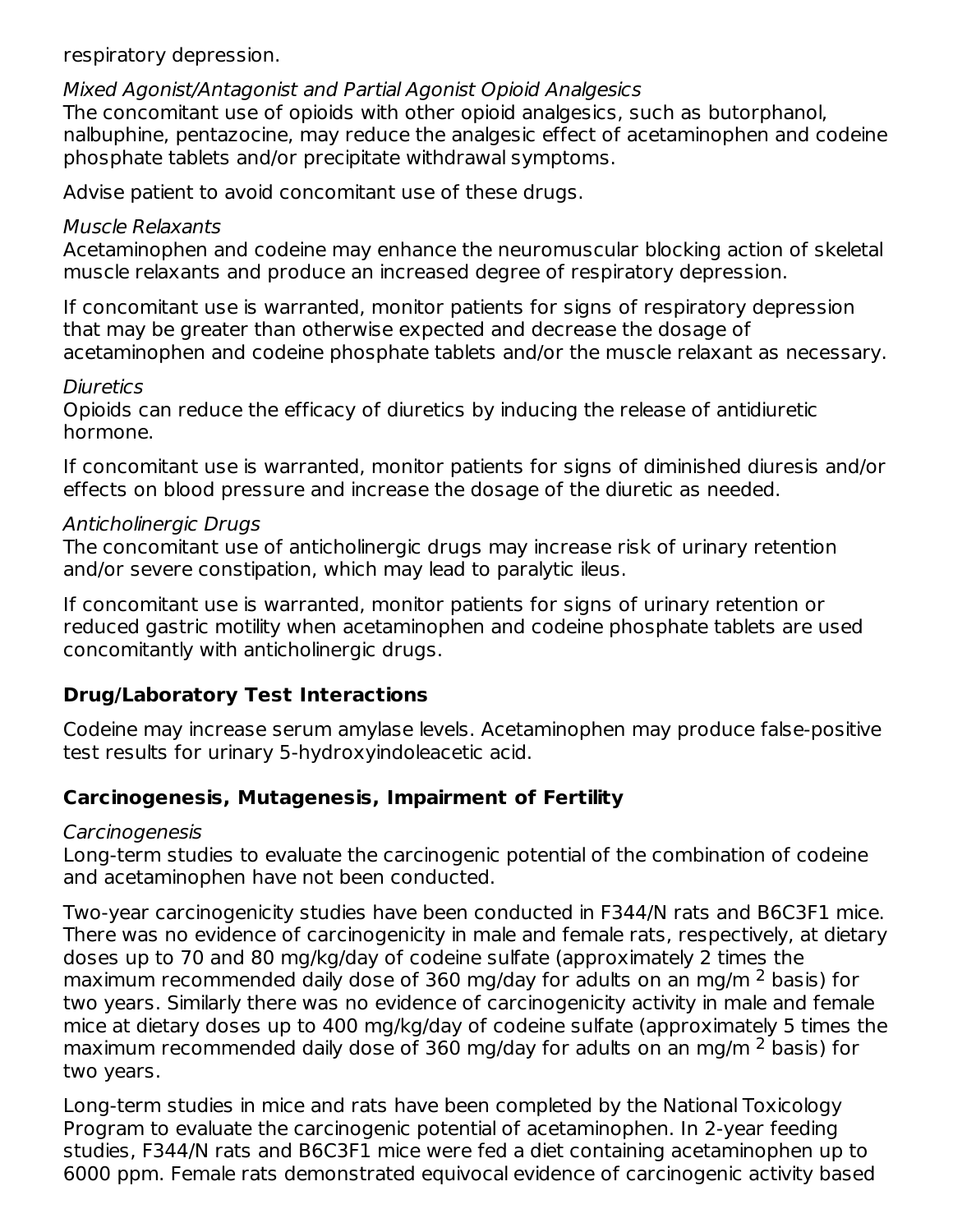respiratory depression.

*Mixed Agonist/Antagonist and Partial Agonist Opioid Analgesics*
The concomitant use of opioids with other opioid analgesics, such as butorphanol, nalbuphine, pentazocine, may reduce the analgesic effect of acetaminophen and codeine phosphate tablets and/or precipitate withdrawal symptoms.

Advise patient to avoid concomitant use of these drugs.

*Muscle Relaxants*
Acetaminophen and codeine may enhance the neuromuscular blocking action of skeletal muscle relaxants and produce an increased degree of respiratory depression.

If concomitant use is warranted, monitor patients for signs of respiratory depression that may be greater than otherwise expected and decrease the dosage of acetaminophen and codeine phosphate tablets and/or the muscle relaxant as necessary.

*Diuretics*
Opioids can reduce the efficacy of diuretics by inducing the release of antidiuretic hormone.

If concomitant use is warranted, monitor patients for signs of diminished diuresis and/or effects on blood pressure and increase the dosage of the diuretic as needed.

*Anticholinergic Drugs*
The concomitant use of anticholinergic drugs may increase risk of urinary retention and/or severe constipation, which may lead to paralytic ileus.

If concomitant use is warranted, monitor patients for signs of urinary retention or reduced gastric motility when acetaminophen and codeine phosphate tablets are used concomitantly with anticholinergic drugs.

## Drug/Laboratory Test Interactions

Codeine may increase serum amylase levels. Acetaminophen may produce false-positive test results for urinary 5-hydroxyindoleacetic acid.

## Carcinogenesis, Mutagenesis, Impairment of Fertility

*Carcinogenesis*
Long-term studies to evaluate the carcinogenic potential of the combination of codeine and acetaminophen have not been conducted.

Two-year carcinogenicity studies have been conducted in F344/N rats and B6C3F1 mice. There was no evidence of carcinogenicity in male and female rats, respectively, at dietary doses up to 70 and 80 mg/kg/day of codeine sulfate (approximately 2 times the maximum recommended daily dose of 360 mg/day for adults on an mg/m $^2$ basis) for two years. Similarly there was no evidence of carcinogenicity activity in male and female mice at dietary doses up to 400 mg/kg/day of codeine sulfate (approximately 5 times the maximum recommended daily dose of 360 mg/day for adults on an mg/m $^2$ basis) for two years.

Long-term studies in mice and rats have been completed by the National Toxicology Program to evaluate the carcinogenic potential of acetaminophen. In 2-year feeding studies, F344/N rats and B6C3F1 mice were fed a diet containing acetaminophen up to 6000 ppm. Female rats demonstrated equivocal evidence of carcinogenic activity based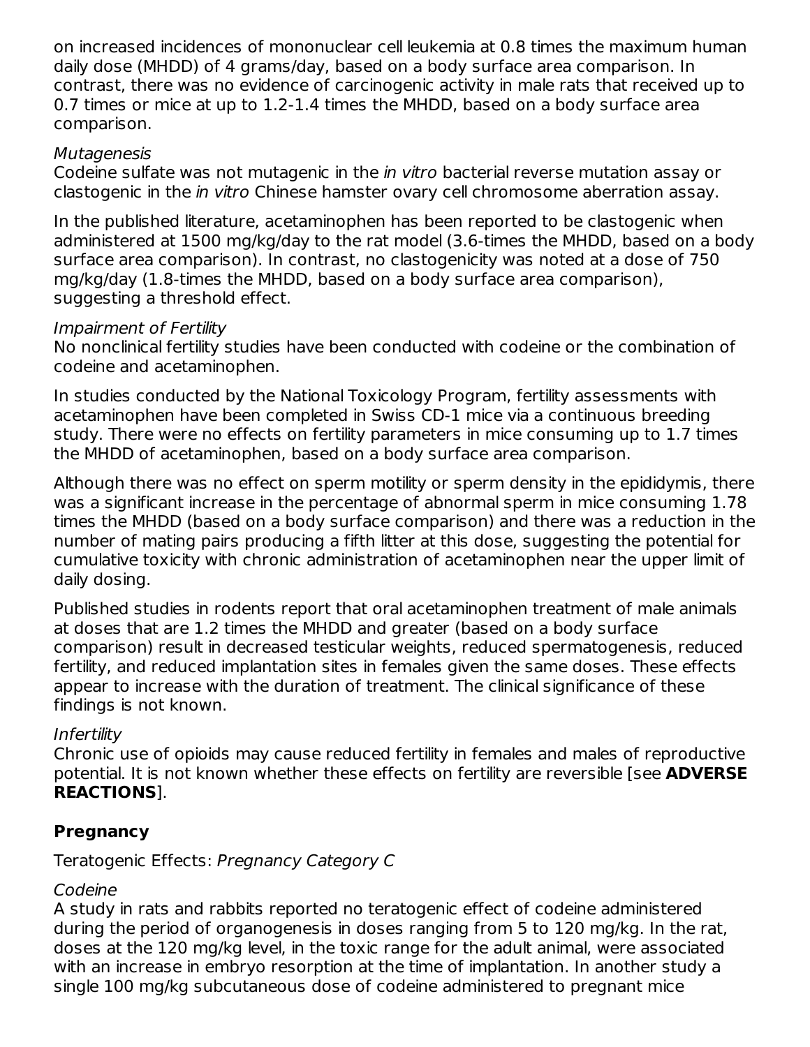on increased incidences of mononuclear cell leukemia at 0.8 times the maximum human daily dose (MHDD) of 4 grams/day, based on a body surface area comparison. In contrast, there was no evidence of carcinogenic activity in male rats that received up to 0.7 times or mice at up to 1.2-1.4 times the MHDD, based on a body surface area comparison.

*Mutagenesis*
Codeine sulfate was not mutagenic in the *in vitro* bacterial reverse mutation assay or clastogenic in the *in vitro* Chinese hamster ovary cell chromosome aberration assay.

In the published literature, acetaminophen has been reported to be clastogenic when administered at 1500 mg/kg/day to the rat model (3.6-times the MHDD, based on a body surface area comparison). In contrast, no clastogenicity was noted at a dose of 750 mg/kg/day (1.8-times the MHDD, based on a body surface area comparison), suggesting a threshold effect.

*Impairment of Fertility*
No nonclinical fertility studies have been conducted with codeine or the combination of codeine and acetaminophen.

In studies conducted by the National Toxicology Program, fertility assessments with acetaminophen have been completed in Swiss CD-1 mice via a continuous breeding study. There were no effects on fertility parameters in mice consuming up to 1.7 times the MHDD of acetaminophen, based on a body surface area comparison.

Although there was no effect on sperm motility or sperm density in the epididymis, there was a significant increase in the percentage of abnormal sperm in mice consuming 1.78 times the MHDD (based on a body surface comparison) and there was a reduction in the number of mating pairs producing a fifth litter at this dose, suggesting the potential for cumulative toxicity with chronic administration of acetaminophen near the upper limit of daily dosing.

Published studies in rodents report that oral acetaminophen treatment of male animals at doses that are 1.2 times the MHDD and greater (based on a body surface comparison) result in decreased testicular weights, reduced spermatogenesis, reduced fertility, and reduced implantation sites in females given the same doses. These effects appear to increase with the duration of treatment. The clinical significance of these findings is not known.

*Infertility*
Chronic use of opioids may cause reduced fertility in females and males of reproductive potential. It is not known whether these effects on fertility are reversible [see **ADVERSE REACTIONS**].

**Pregnancy**

Teratogenic Effects: *Pregnancy Category C*

*Codeine*
A study in rats and rabbits reported no teratogenic effect of codeine administered during the period of organogenesis in doses ranging from 5 to 120 mg/kg. In the rat, doses at the 120 mg/kg level, in the toxic range for the adult animal, were associated with an increase in embryo resorption at the time of implantation. In another study a single 100 mg/kg subcutaneous dose of codeine administered to pregnant mice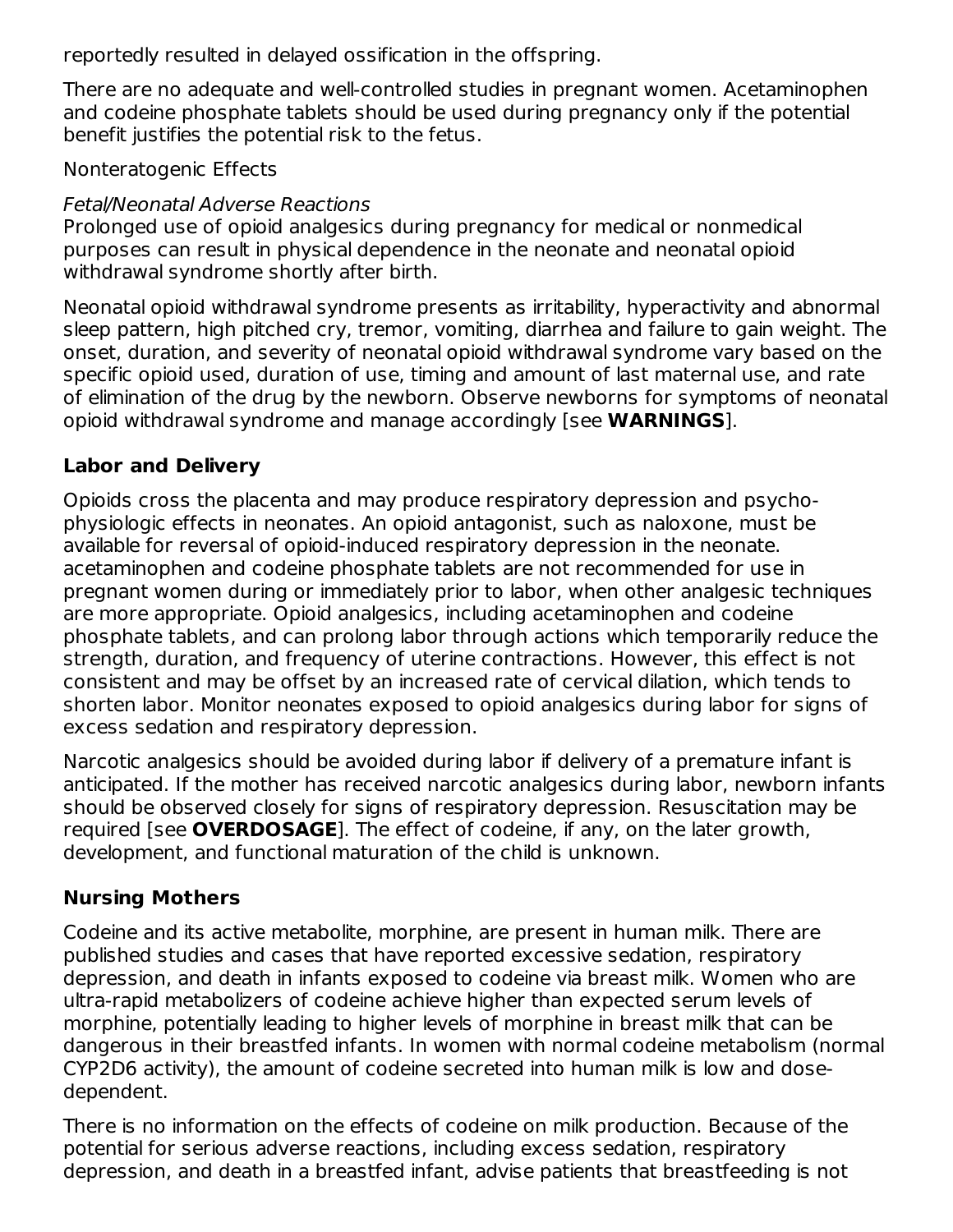reportedly resulted in delayed ossification in the offspring.

There are no adequate and well-controlled studies in pregnant women. Acetaminophen and codeine phosphate tablets should be used during pregnancy only if the potential benefit justifies the potential risk to the fetus.

Nonteratogenic Effects

*Fetal/Neonatal Adverse Reactions*
Prolonged use of opioid analgesics during pregnancy for medical or nonmedical purposes can result in physical dependence in the neonate and neonatal opioid withdrawal syndrome shortly after birth.

Neonatal opioid withdrawal syndrome presents as irritability, hyperactivity and abnormal sleep pattern, high pitched cry, tremor, vomiting, diarrhea and failure to gain weight. The onset, duration, and severity of neonatal opioid withdrawal syndrome vary based on the specific opioid used, duration of use, timing and amount of last maternal use, and rate of elimination of the drug by the newborn. Observe newborns for symptoms of neonatal opioid withdrawal syndrome and manage accordingly [see **WARNINGS**].

## Labor and Delivery

Opioids cross the placenta and may produce respiratory depression and psycho-physiologic effects in neonates. An opioid antagonist, such as naloxone, must be available for reversal of opioid-induced respiratory depression in the neonate. acetaminophen and codeine phosphate tablets are not recommended for use in pregnant women during or immediately prior to labor, when other analgesic techniques are more appropriate. Opioid analgesics, including acetaminophen and codeine phosphate tablets, and can prolong labor through actions which temporarily reduce the strength, duration, and frequency of uterine contractions. However, this effect is not consistent and may be offset by an increased rate of cervical dilation, which tends to shorten labor. Monitor neonates exposed to opioid analgesics during labor for signs of excess sedation and respiratory depression.

Narcotic analgesics should be avoided during labor if delivery of a premature infant is anticipated. If the mother has received narcotic analgesics during labor, newborn infants should be observed closely for signs of respiratory depression. Resuscitation may be required [see **OVERDOSAGE**]. The effect of codeine, if any, on the later growth, development, and functional maturation of the child is unknown.

## Nursing Mothers

Codeine and its active metabolite, morphine, are present in human milk. There are published studies and cases that have reported excessive sedation, respiratory depression, and death in infants exposed to codeine via breast milk. Women who are ultra-rapid metabolizers of codeine achieve higher than expected serum levels of morphine, potentially leading to higher levels of morphine in breast milk that can be dangerous in their breastfed infants. In women with normal codeine metabolism (normal CYP2D6 activity), the amount of codeine secreted into human milk is low and dose-dependent.

There is no information on the effects of codeine on milk production. Because of the potential for serious adverse reactions, including excess sedation, respiratory depression, and death in a breastfed infant, advise patients that breastfeeding is not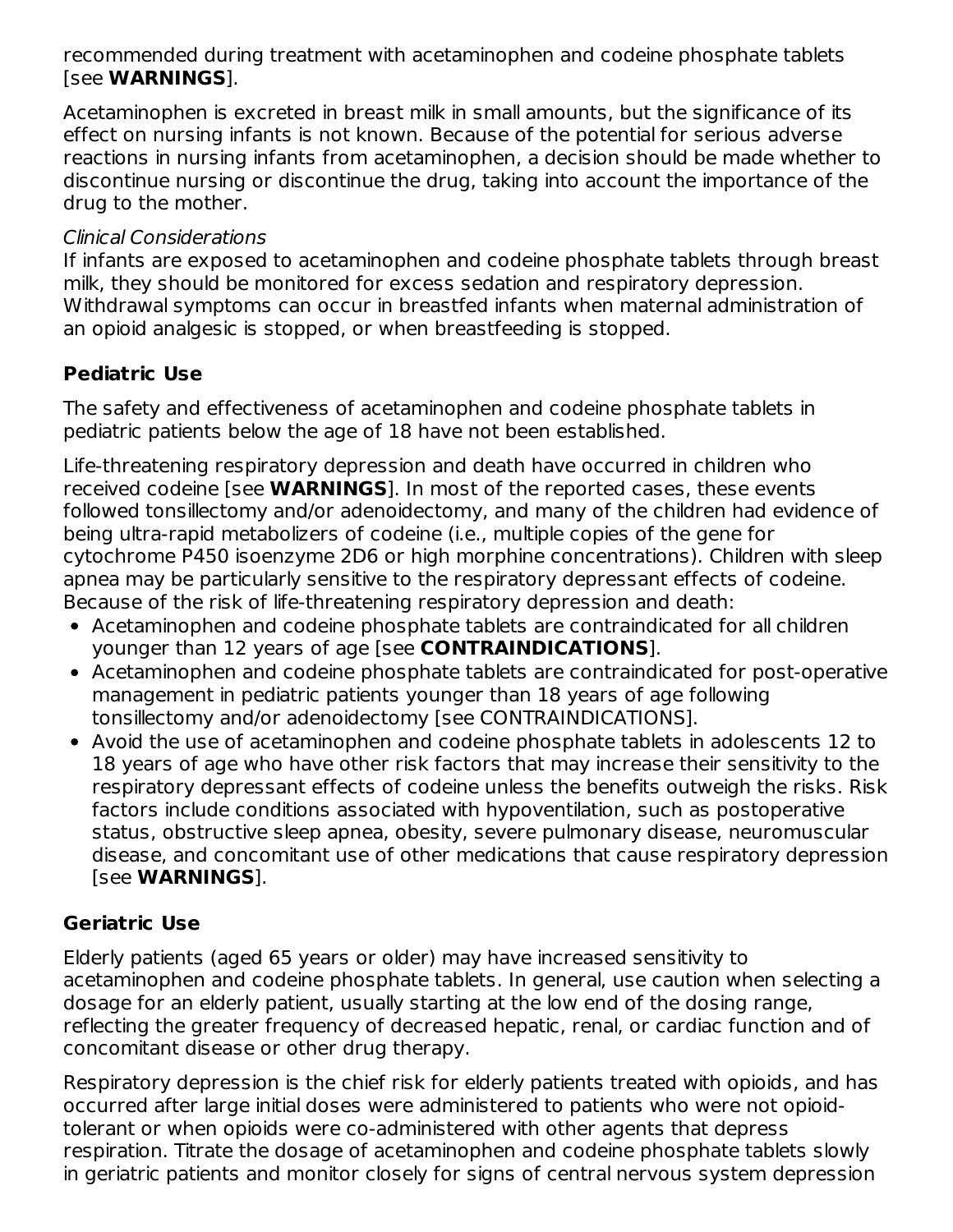recommended during treatment with acetaminophen and codeine phosphate tablets [see **WARNINGS**].

Acetaminophen is excreted in breast milk in small amounts, but the significance of its effect on nursing infants is not known. Because of the potential for serious adverse reactions in nursing infants from acetaminophen, a decision should be made whether to discontinue nursing or discontinue the drug, taking into account the importance of the drug to the mother.

*Clinical Considerations*
If infants are exposed to acetaminophen and codeine phosphate tablets through breast milk, they should be monitored for excess sedation and respiratory depression. Withdrawal symptoms can occur in breastfed infants when maternal administration of an opioid analgesic is stopped, or when breastfeeding is stopped.

### Pediatric Use

The safety and effectiveness of acetaminophen and codeine phosphate tablets in pediatric patients below the age of 18 have not been established.

Life-threatening respiratory depression and death have occurred in children who received codeine [see **WARNINGS**]. In most of the reported cases, these events followed tonsillectomy and/or adenoidectomy, and many of the children had evidence of being ultra-rapid metabolizers of codeine (i.e., multiple copies of the gene for cytochrome P450 isoenzyme 2D6 or high morphine concentrations). Children with sleep apnea may be particularly sensitive to the respiratory depressant effects of codeine. Because of the risk of life-threatening respiratory depression and death:

- Acetaminophen and codeine phosphate tablets are contraindicated for all children younger than 12 years of age [see **CONTRAINDICATIONS**].
- Acetaminophen and codeine phosphate tablets are contraindicated for post-operative management in pediatric patients younger than 18 years of age following tonsillectomy and/or adenoidectomy [see CONTRAINDICATIONS].
- Avoid the use of acetaminophen and codeine phosphate tablets in adolescents 12 to 18 years of age who have other risk factors that may increase their sensitivity to the respiratory depressant effects of codeine unless the benefits outweigh the risks. Risk factors include conditions associated with hypoventilation, such as postoperative status, obstructive sleep apnea, obesity, severe pulmonary disease, neuromuscular disease, and concomitant use of other medications that cause respiratory depression [see **WARNINGS**].

### Geriatric Use

Elderly patients (aged 65 years or older) may have increased sensitivity to acetaminophen and codeine phosphate tablets. In general, use caution when selecting a dosage for an elderly patient, usually starting at the low end of the dosing range, reflecting the greater frequency of decreased hepatic, renal, or cardiac function and of concomitant disease or other drug therapy.

Respiratory depression is the chief risk for elderly patients treated with opioids, and has occurred after large initial doses were administered to patients who were not opioid-tolerant or when opioids were co-administered with other agents that depress respiration. Titrate the dosage of acetaminophen and codeine phosphate tablets slowly in geriatric patients and monitor closely for signs of central nervous system depression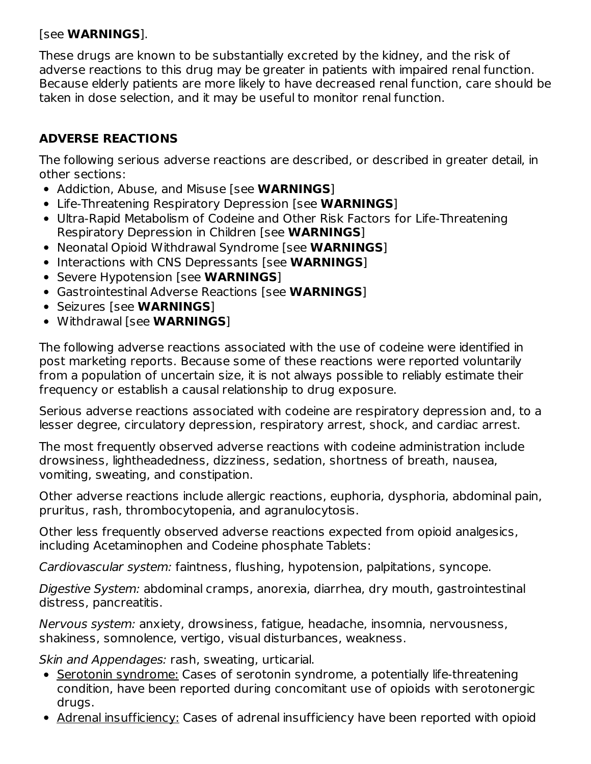[see **WARNINGS**].

These drugs are known to be substantially excreted by the kidney, and the risk of adverse reactions to this drug may be greater in patients with impaired renal function. Because elderly patients are more likely to have decreased renal function, care should be taken in dose selection, and it may be useful to monitor renal function.

## ADVERSE REACTIONS

The following serious adverse reactions are described, or described in greater detail, in other sections:

- Addiction, Abuse, and Misuse [see **WARNINGS**]
- Life-Threatening Respiratory Depression [see **WARNINGS**]
- Ultra-Rapid Metabolism of Codeine and Other Risk Factors for Life-Threatening Respiratory Depression in Children [see **WARNINGS**]
- Neonatal Opioid Withdrawal Syndrome [see **WARNINGS**]
- Interactions with CNS Depressants [see **WARNINGS**]
- Severe Hypotension [see **WARNINGS**]
- Gastrointestinal Adverse Reactions [see **WARNINGS**]
- Seizures [see **WARNINGS**]
- Withdrawal [see **WARNINGS**]

The following adverse reactions associated with the use of codeine were identified in post marketing reports. Because some of these reactions were reported voluntarily from a population of uncertain size, it is not always possible to reliably estimate their frequency or establish a causal relationship to drug exposure.

Serious adverse reactions associated with codeine are respiratory depression and, to a lesser degree, circulatory depression, respiratory arrest, shock, and cardiac arrest.

The most frequently observed adverse reactions with codeine administration include drowsiness, lightheadedness, dizziness, sedation, shortness of breath, nausea, vomiting, sweating, and constipation.

Other adverse reactions include allergic reactions, euphoria, dysphoria, abdominal pain, pruritus, rash, thrombocytopenia, and agranulocytosis.

Other less frequently observed adverse reactions expected from opioid analgesics, including Acetaminophen and Codeine phosphate Tablets:

*Cardiovascular system:* faintness, flushing, hypotension, palpitations, syncope.

*Digestive System:* abdominal cramps, anorexia, diarrhea, dry mouth, gastrointestinal distress, pancreatitis.

*Nervous system:* anxiety, drowsiness, fatigue, headache, insomnia, nervousness, shakiness, somnolence, vertigo, visual disturbances, weakness.

*Skin and Appendages:* rash, sweating, urticarial.

- Serotonin syndrome: Cases of serotonin syndrome, a potentially life-threatening condition, have been reported during concomitant use of opioids with serotonergic drugs.
- Adrenal insufficiency: Cases of adrenal insufficiency have been reported with opioid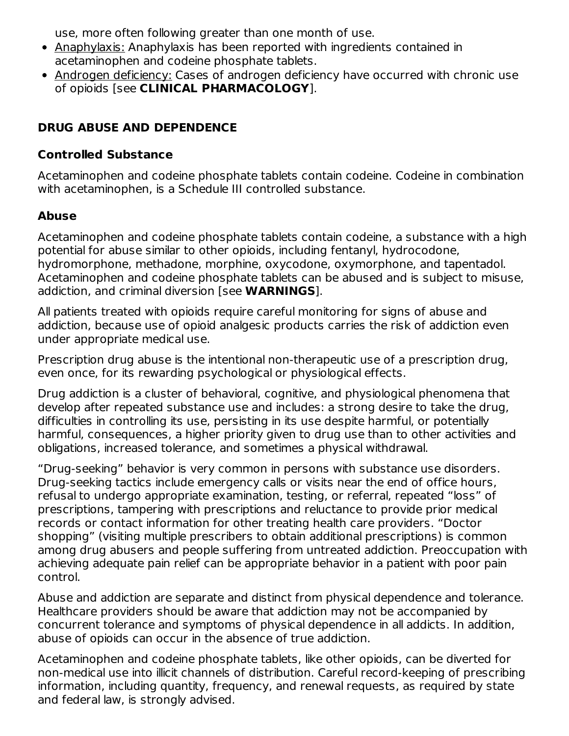use, more often following greater than one month of use.

- Anaphylaxis: Anaphylaxis has been reported with ingredients contained in acetaminophen and codeine phosphate tablets.
- Androgen deficiency: Cases of androgen deficiency have occurred with chronic use of opioids [see **CLINICAL PHARMACOLOGY**].

## DRUG ABUSE AND DEPENDENCE

### Controlled Substance

Acetaminophen and codeine phosphate tablets contain codeine. Codeine in combination with acetaminophen, is a Schedule III controlled substance.

### Abuse

Acetaminophen and codeine phosphate tablets contain codeine, a substance with a high potential for abuse similar to other opioids, including fentanyl, hydrocodone, hydromorphone, methadone, morphine, oxycodone, oxymorphone, and tapentadol. Acetaminophen and codeine phosphate tablets can be abused and is subject to misuse, addiction, and criminal diversion [see **WARNINGS**].

All patients treated with opioids require careful monitoring for signs of abuse and addiction, because use of opioid analgesic products carries the risk of addiction even under appropriate medical use.

Prescription drug abuse is the intentional non-therapeutic use of a prescription drug, even once, for its rewarding psychological or physiological effects.

Drug addiction is a cluster of behavioral, cognitive, and physiological phenomena that develop after repeated substance use and includes: a strong desire to take the drug, difficulties in controlling its use, persisting in its use despite harmful, or potentially harmful, consequences, a higher priority given to drug use than to other activities and obligations, increased tolerance, and sometimes a physical withdrawal.

"Drug-seeking" behavior is very common in persons with substance use disorders. Drug-seeking tactics include emergency calls or visits near the end of office hours, refusal to undergo appropriate examination, testing, or referral, repeated "loss" of prescriptions, tampering with prescriptions and reluctance to provide prior medical records or contact information for other treating health care providers. "Doctor shopping" (visiting multiple prescribers to obtain additional prescriptions) is common among drug abusers and people suffering from untreated addiction. Preoccupation with achieving adequate pain relief can be appropriate behavior in a patient with poor pain control.

Abuse and addiction are separate and distinct from physical dependence and tolerance. Healthcare providers should be aware that addiction may not be accompanied by concurrent tolerance and symptoms of physical dependence in all addicts. In addition, abuse of opioids can occur in the absence of true addiction.

Acetaminophen and codeine phosphate tablets, like other opioids, can be diverted for non-medical use into illicit channels of distribution. Careful record-keeping of prescribing information, including quantity, frequency, and renewal requests, as required by state and federal law, is strongly advised.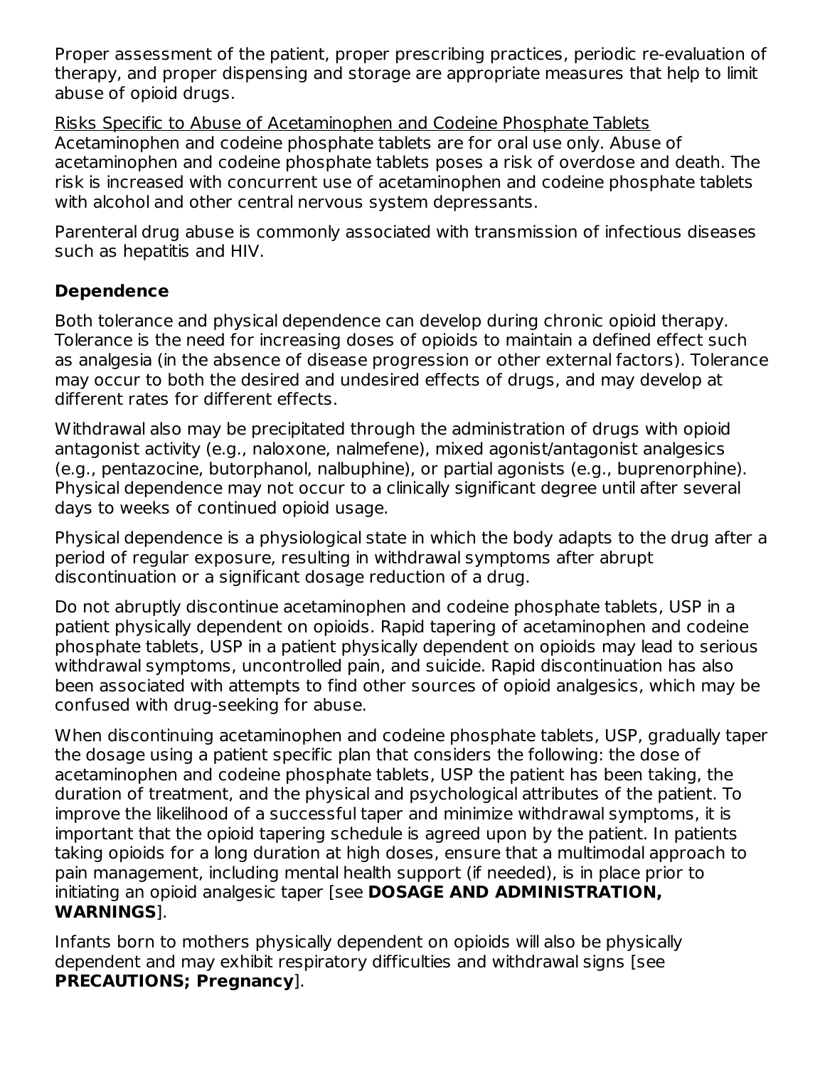Proper assessment of the patient, proper prescribing practices, periodic re-evaluation of therapy, and proper dispensing and storage are appropriate measures that help to limit abuse of opioid drugs.

Risks Specific to Abuse of Acetaminophen and Codeine Phosphate Tablets

Acetaminophen and codeine phosphate tablets are for oral use only. Abuse of acetaminophen and codeine phosphate tablets poses a risk of overdose and death. The risk is increased with concurrent use of acetaminophen and codeine phosphate tablets with alcohol and other central nervous system depressants.

Parenteral drug abuse is commonly associated with transmission of infectious diseases such as hepatitis and HIV.

**Dependence**

Both tolerance and physical dependence can develop during chronic opioid therapy. Tolerance is the need for increasing doses of opioids to maintain a defined effect such as analgesia (in the absence of disease progression or other external factors). Tolerance may occur to both the desired and undesired effects of drugs, and may develop at different rates for different effects.

Withdrawal also may be precipitated through the administration of drugs with opioid antagonist activity (e.g., naloxone, nalmefene), mixed agonist/antagonist analgesics (e.g., pentazocine, butorphanol, nalbuphine), or partial agonists (e.g., buprenorphine). Physical dependence may not occur to a clinically significant degree until after several days to weeks of continued opioid usage.

Physical dependence is a physiological state in which the body adapts to the drug after a period of regular exposure, resulting in withdrawal symptoms after abrupt discontinuation or a significant dosage reduction of a drug.

Do not abruptly discontinue acetaminophen and codeine phosphate tablets, USP in a patient physically dependent on opioids. Rapid tapering of acetaminophen and codeine phosphate tablets, USP in a patient physically dependent on opioids may lead to serious withdrawal symptoms, uncontrolled pain, and suicide. Rapid discontinuation has also been associated with attempts to find other sources of opioid analgesics, which may be confused with drug-seeking for abuse.

When discontinuing acetaminophen and codeine phosphate tablets, USP, gradually taper the dosage using a patient specific plan that considers the following: the dose of acetaminophen and codeine phosphate tablets, USP the patient has been taking, the duration of treatment, and the physical and psychological attributes of the patient. To improve the likelihood of a successful taper and minimize withdrawal symptoms, it is important that the opioid tapering schedule is agreed upon by the patient. In patients taking opioids for a long duration at high doses, ensure that a multimodal approach to pain management, including mental health support (if needed), is in place prior to initiating an opioid analgesic taper [see **DOSAGE AND ADMINISTRATION, WARNINGS**].

Infants born to mothers physically dependent on opioids will also be physically dependent and may exhibit respiratory difficulties and withdrawal signs [see **PRECAUTIONS; Pregnancy**].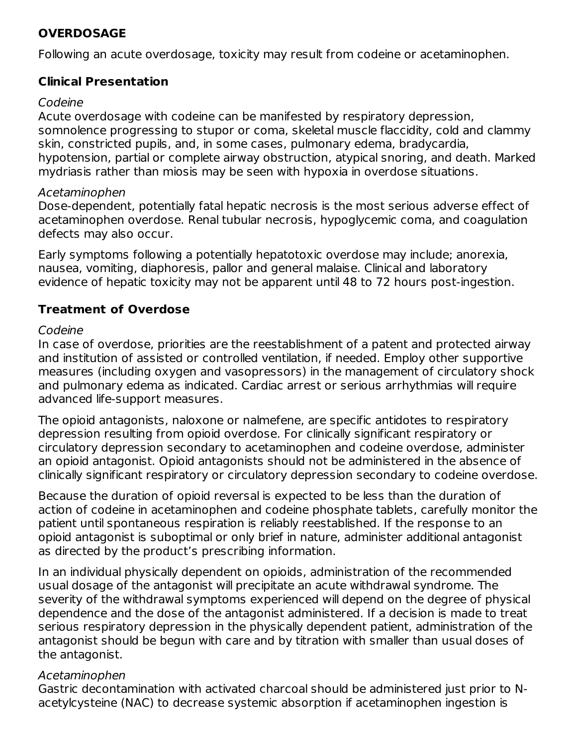## OVERDOSAGE

Following an acute overdosage, toxicity may result from codeine or acetaminophen.

### Clinical Presentation

*Codeine*

Acute overdosage with codeine can be manifested by respiratory depression, somnolence progressing to stupor or coma, skeletal muscle flaccidity, cold and clammy skin, constricted pupils, and, in some cases, pulmonary edema, bradycardia, hypotension, partial or complete airway obstruction, atypical snoring, and death. Marked mydriasis rather than miosis may be seen with hypoxia in overdose situations.

*Acetaminophen*

Dose-dependent, potentially fatal hepatic necrosis is the most serious adverse effect of acetaminophen overdose. Renal tubular necrosis, hypoglycemic coma, and coagulation defects may also occur.

Early symptoms following a potentially hepatotoxic overdose may include; anorexia, nausea, vomiting, diaphoresis, pallor and general malaise. Clinical and laboratory evidence of hepatic toxicity may not be apparent until 48 to 72 hours post-ingestion.

### Treatment of Overdose

*Codeine*

In case of overdose, priorities are the reestablishment of a patent and protected airway and institution of assisted or controlled ventilation, if needed. Employ other supportive measures (including oxygen and vasopressors) in the management of circulatory shock and pulmonary edema as indicated. Cardiac arrest or serious arrhythmias will require advanced life-support measures.

The opioid antagonists, naloxone or nalmefene, are specific antidotes to respiratory depression resulting from opioid overdose. For clinically significant respiratory or circulatory depression secondary to acetaminophen and codeine overdose, administer an opioid antagonist. Opioid antagonists should not be administered in the absence of clinically significant respiratory or circulatory depression secondary to codeine overdose.

Because the duration of opioid reversal is expected to be less than the duration of action of codeine in acetaminophen and codeine phosphate tablets, carefully monitor the patient until spontaneous respiration is reliably reestablished. If the response to an opioid antagonist is suboptimal or only brief in nature, administer additional antagonist as directed by the product's prescribing information.

In an individual physically dependent on opioids, administration of the recommended usual dosage of the antagonist will precipitate an acute withdrawal syndrome. The severity of the withdrawal symptoms experienced will depend on the degree of physical dependence and the dose of the antagonist administered. If a decision is made to treat serious respiratory depression in the physically dependent patient, administration of the antagonist should be begun with care and by titration with smaller than usual doses of the antagonist.

*Acetaminophen*

Gastric decontamination with activated charcoal should be administered just prior to N-acetylcysteine (NAC) to decrease systemic absorption if acetaminophen ingestion is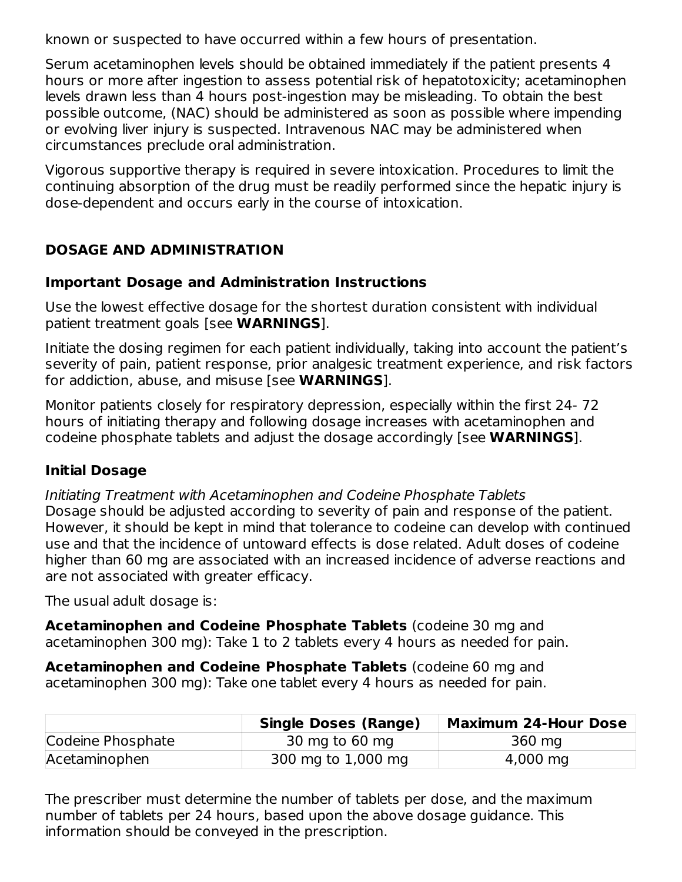known or suspected to have occurred within a few hours of presentation.

Serum acetaminophen levels should be obtained immediately if the patient presents 4 hours or more after ingestion to assess potential risk of hepatotoxicity; acetaminophen levels drawn less than 4 hours post-ingestion may be misleading. To obtain the best possible outcome, (NAC) should be administered as soon as possible where impending or evolving liver injury is suspected. Intravenous NAC may be administered when circumstances preclude oral administration.

Vigorous supportive therapy is required in severe intoxication. Procedures to limit the continuing absorption of the drug must be readily performed since the hepatic injury is dose-dependent and occurs early in the course of intoxication.

## DOSAGE AND ADMINISTRATION

### Important Dosage and Administration Instructions

Use the lowest effective dosage for the shortest duration consistent with individual patient treatment goals [see **WARNINGS**].

Initiate the dosing regimen for each patient individually, taking into account the patient's severity of pain, patient response, prior analgesic treatment experience, and risk factors for addiction, abuse, and misuse [see **WARNINGS**].

Monitor patients closely for respiratory depression, especially within the first 24- 72 hours of initiating therapy and following dosage increases with acetaminophen and codeine phosphate tablets and adjust the dosage accordingly [see **WARNINGS**].

### Initial Dosage

*Initiating Treatment with Acetaminophen and Codeine Phosphate Tablets*
Dosage should be adjusted according to severity of pain and response of the patient. However, it should be kept in mind that tolerance to codeine can develop with continued use and that the incidence of untoward effects is dose related. Adult doses of codeine higher than 60 mg are associated with an increased incidence of adverse reactions and are not associated with greater efficacy.

The usual adult dosage is:

**Acetaminophen and Codeine Phosphate Tablets** (codeine 30 mg and acetaminophen 300 mg): Take 1 to 2 tablets every 4 hours as needed for pain.

**Acetaminophen and Codeine Phosphate Tablets** (codeine 60 mg and acetaminophen 300 mg): Take one tablet every 4 hours as needed for pain.

| | **Single Doses (Range)** | **Maximum 24-Hour Dose** |
|---|---|---|
| Codeine Phosphate | 30 mg to 60 mg | 360 mg |
| Acetaminophen | 300 mg to 1,000 mg | 4,000 mg |

The prescriber must determine the number of tablets per dose, and the maximum number of tablets per 24 hours, based upon the above dosage guidance. This information should be conveyed in the prescription.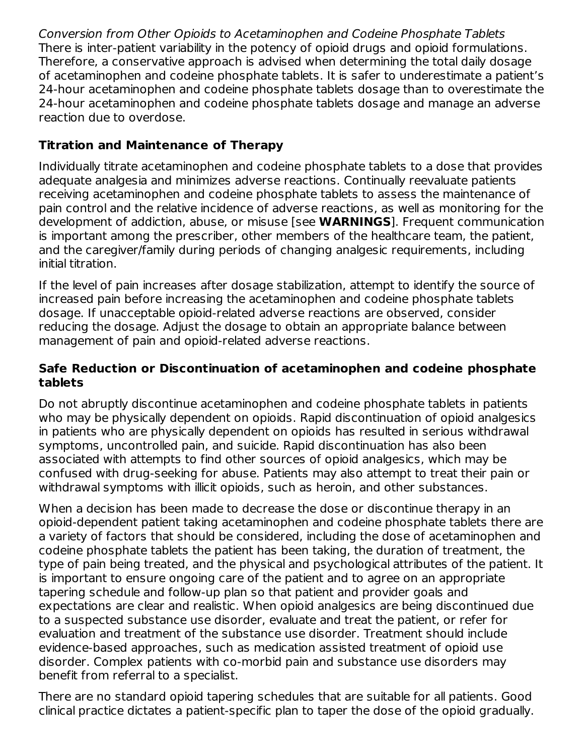*Conversion from Other Opioids to Acetaminophen and Codeine Phosphate Tablets*
There is inter-patient variability in the potency of opioid drugs and opioid formulations. Therefore, a conservative approach is advised when determining the total daily dosage of acetaminophen and codeine phosphate tablets. It is safer to underestimate a patient's 24-hour acetaminophen and codeine phosphate tablets dosage than to overestimate the 24-hour acetaminophen and codeine phosphate tablets dosage and manage an adverse reaction due to overdose.

**Titration and Maintenance of Therapy**

Individually titrate acetaminophen and codeine phosphate tablets to a dose that provides adequate analgesia and minimizes adverse reactions. Continually reevaluate patients receiving acetaminophen and codeine phosphate tablets to assess the maintenance of pain control and the relative incidence of adverse reactions, as well as monitoring for the development of addiction, abuse, or misuse [see **WARNINGS**]. Frequent communication is important among the prescriber, other members of the healthcare team, the patient, and the caregiver/family during periods of changing analgesic requirements, including initial titration.

If the level of pain increases after dosage stabilization, attempt to identify the source of increased pain before increasing the acetaminophen and codeine phosphate tablets dosage. If unacceptable opioid-related adverse reactions are observed, consider reducing the dosage. Adjust the dosage to obtain an appropriate balance between management of pain and opioid-related adverse reactions.

**Safe Reduction or Discontinuation of acetaminophen and codeine phosphate tablets**

Do not abruptly discontinue acetaminophen and codeine phosphate tablets in patients who may be physically dependent on opioids. Rapid discontinuation of opioid analgesics in patients who are physically dependent on opioids has resulted in serious withdrawal symptoms, uncontrolled pain, and suicide. Rapid discontinuation has also been associated with attempts to find other sources of opioid analgesics, which may be confused with drug-seeking for abuse. Patients may also attempt to treat their pain or withdrawal symptoms with illicit opioids, such as heroin, and other substances.

When a decision has been made to decrease the dose or discontinue therapy in an opioid-dependent patient taking acetaminophen and codeine phosphate tablets there are a variety of factors that should be considered, including the dose of acetaminophen and codeine phosphate tablets the patient has been taking, the duration of treatment, the type of pain being treated, and the physical and psychological attributes of the patient. It is important to ensure ongoing care of the patient and to agree on an appropriate tapering schedule and follow-up plan so that patient and provider goals and expectations are clear and realistic. When opioid analgesics are being discontinued due to a suspected substance use disorder, evaluate and treat the patient, or refer for evaluation and treatment of the substance use disorder. Treatment should include evidence-based approaches, such as medication assisted treatment of opioid use disorder. Complex patients with co-morbid pain and substance use disorders may benefit from referral to a specialist.

There are no standard opioid tapering schedules that are suitable for all patients. Good clinical practice dictates a patient-specific plan to taper the dose of the opioid gradually.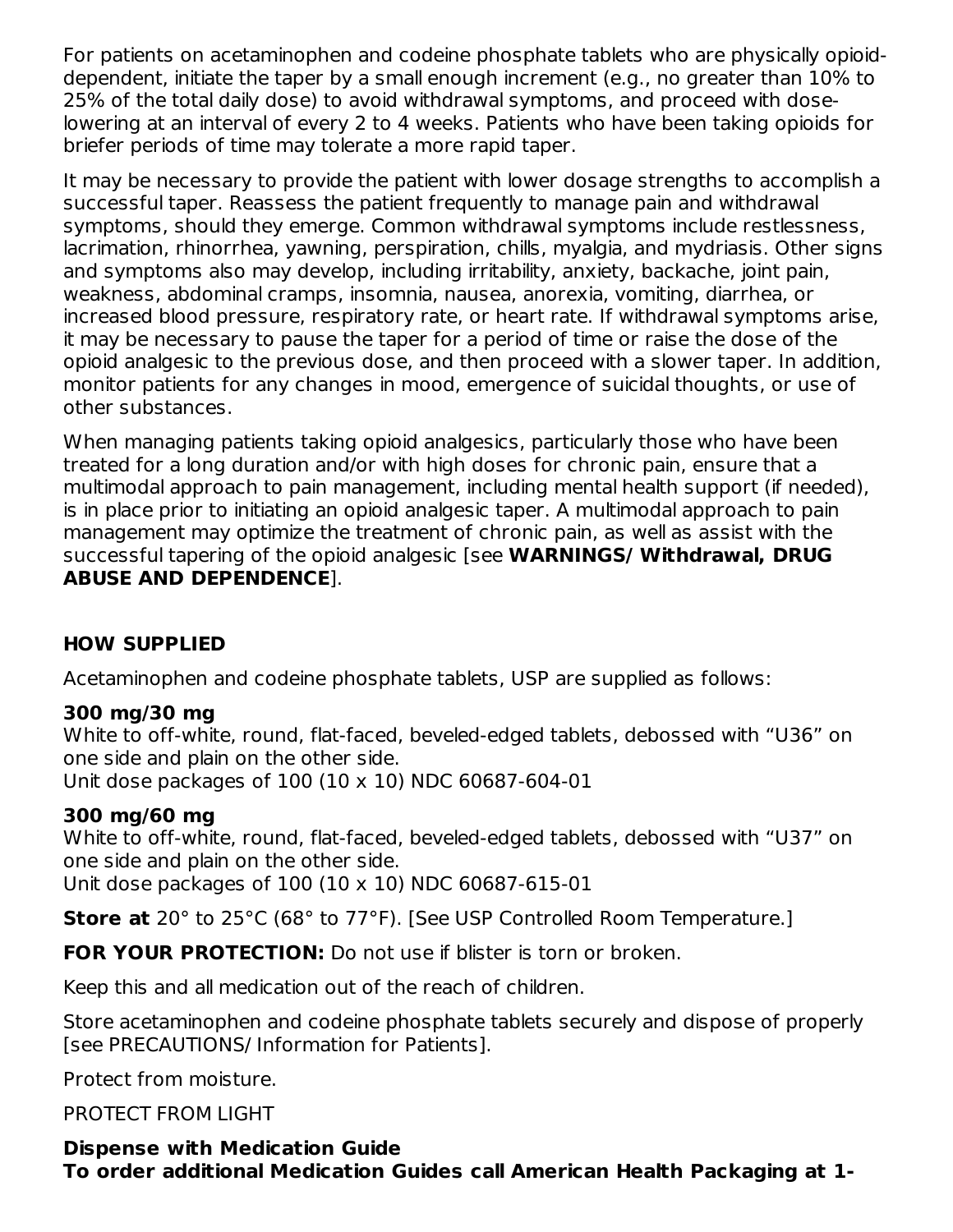For patients on acetaminophen and codeine phosphate tablets who are physically opioid-dependent, initiate the taper by a small enough increment (e.g., no greater than 10% to 25% of the total daily dose) to avoid withdrawal symptoms, and proceed with dose-lowering at an interval of every 2 to 4 weeks. Patients who have been taking opioids for briefer periods of time may tolerate a more rapid taper.

It may be necessary to provide the patient with lower dosage strengths to accomplish a successful taper. Reassess the patient frequently to manage pain and withdrawal symptoms, should they emerge. Common withdrawal symptoms include restlessness, lacrimation, rhinorrhea, yawning, perspiration, chills, myalgia, and mydriasis. Other signs and symptoms also may develop, including irritability, anxiety, backache, joint pain, weakness, abdominal cramps, insomnia, nausea, anorexia, vomiting, diarrhea, or increased blood pressure, respiratory rate, or heart rate. If withdrawal symptoms arise, it may be necessary to pause the taper for a period of time or raise the dose of the opioid analgesic to the previous dose, and then proceed with a slower taper. In addition, monitor patients for any changes in mood, emergence of suicidal thoughts, or use of other substances.

When managing patients taking opioid analgesics, particularly those who have been treated for a long duration and/or with high doses for chronic pain, ensure that a multimodal approach to pain management, including mental health support (if needed), is in place prior to initiating an opioid analgesic taper. A multimodal approach to pain management may optimize the treatment of chronic pain, as well as assist with the successful tapering of the opioid analgesic [see **WARNINGS/ Withdrawal, DRUG ABUSE AND DEPENDENCE**].

## HOW SUPPLIED

Acetaminophen and codeine phosphate tablets, USP are supplied as follows:

**300 mg/30 mg**
White to off-white, round, flat-faced, beveled-edged tablets, debossed with “U36” on one side and plain on the other side.
Unit dose packages of 100 (10 x 10) NDC 60687-604-01

**300 mg/60 mg**
White to off-white, round, flat-faced, beveled-edged tablets, debossed with “U37” on one side and plain on the other side.
Unit dose packages of 100 (10 x 10) NDC 60687-615-01

**Store at** 20° to 25°C (68° to 77°F). [See USP Controlled Room Temperature.]

**FOR YOUR PROTECTION:** Do not use if blister is torn or broken.

Keep this and all medication out of the reach of children.

Store acetaminophen and codeine phosphate tablets securely and dispose of properly [see PRECAUTIONS/ Information for Patients].

Protect from moisture.

PROTECT FROM LIGHT

**Dispense with Medication Guide**
**To order additional Medication Guides call American Health Packaging at 1-**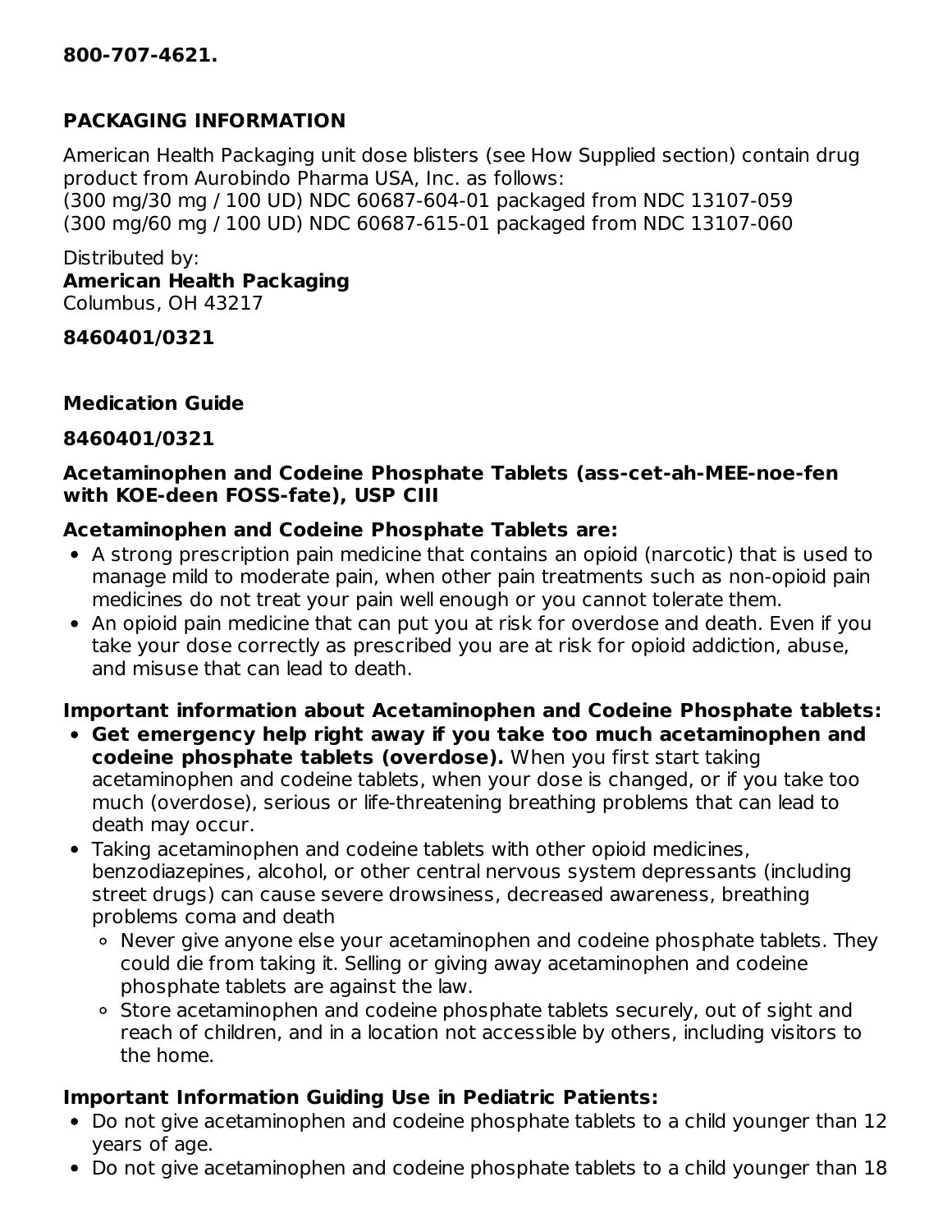**800-707-4621.**

## PACKAGING INFORMATION

American Health Packaging unit dose blisters (see How Supplied section) contain drug product from Aurobindo Pharma USA, Inc. as follows:
(300 mg/30 mg / 100 UD) NDC 60687-604-01 packaged from NDC 13107-059
(300 mg/60 mg / 100 UD) NDC 60687-615-01 packaged from NDC 13107-060

Distributed by:
**American Health Packaging**
Columbus, OH 43217

**8460401/0321**

## Medication Guide

**8460401/0321**

**Acetaminophen and Codeine Phosphate Tablets (ass-cet-ah-MEE-noe-fen with KOE-deen FOSS-fate), USP CIII**

**Acetaminophen and Codeine Phosphate Tablets are:**

- A strong prescription pain medicine that contains an opioid (narcotic) that is used to manage mild to moderate pain, when other pain treatments such as non-opioid pain medicines do not treat your pain well enough or you cannot tolerate them.
- An opioid pain medicine that can put you at risk for overdose and death. Even if you take your dose correctly as prescribed you are at risk for opioid addiction, abuse, and misuse that can lead to death.

**Important information about Acetaminophen and Codeine Phosphate tablets:**

- **Get emergency help right away if you take too much acetaminophen and codeine phosphate tablets (overdose).** When you first start taking acetaminophen and codeine tablets, when your dose is changed, or if you take too much (overdose), serious or life-threatening breathing problems that can lead to death may occur.
- Taking acetaminophen and codeine tablets with other opioid medicines, benzodiazepines, alcohol, or other central nervous system depressants (including street drugs) can cause severe drowsiness, decreased awareness, breathing problems coma and death
  - Never give anyone else your acetaminophen and codeine phosphate tablets. They could die from taking it. Selling or giving away acetaminophen and codeine phosphate tablets are against the law.
  - Store acetaminophen and codeine phosphate tablets securely, out of sight and reach of children, and in a location not accessible by others, including visitors to the home.

**Important Information Guiding Use in Pediatric Patients:**

- Do not give acetaminophen and codeine phosphate tablets to a child younger than 12 years of age.
- Do not give acetaminophen and codeine phosphate tablets to a child younger than 18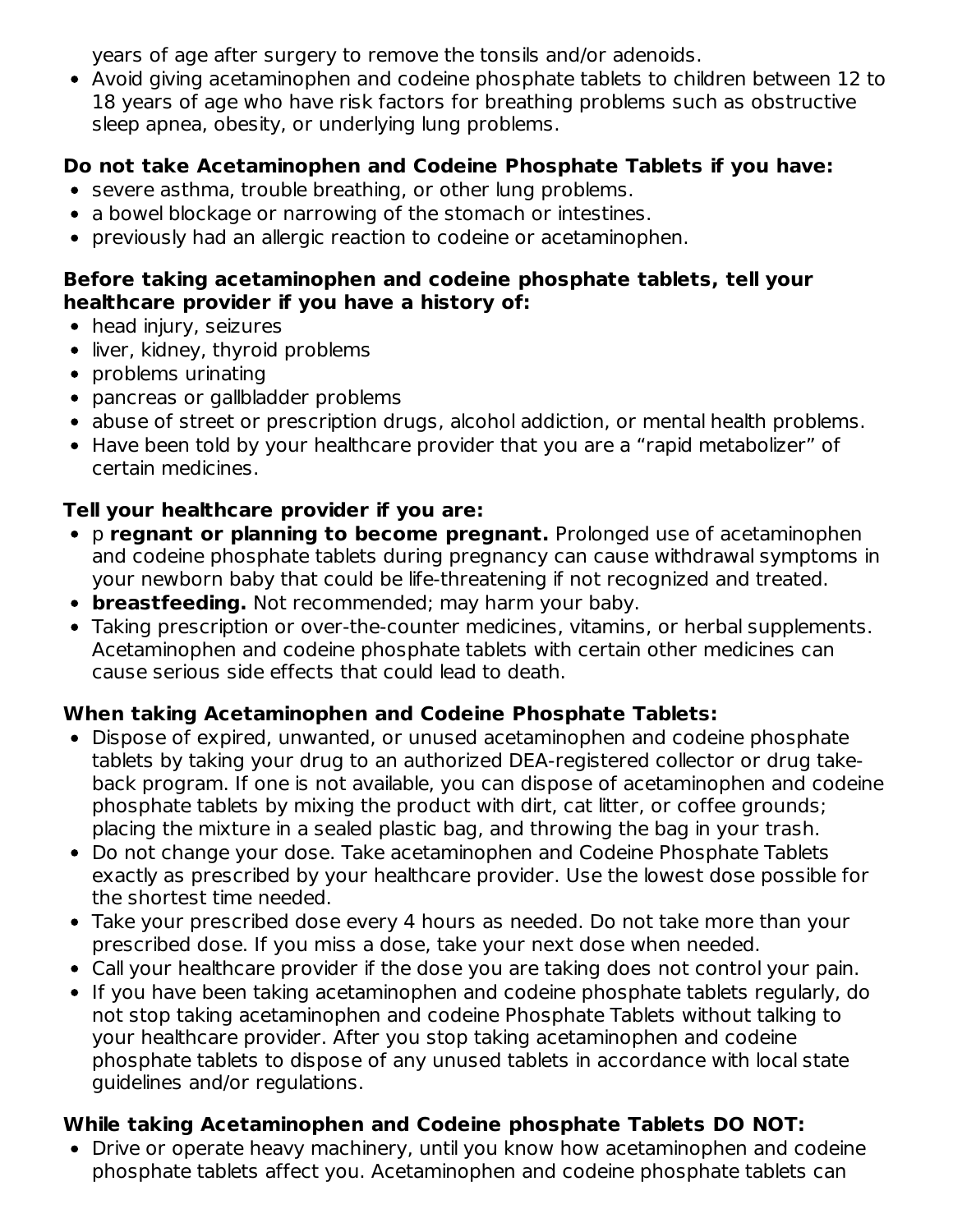years of age after surgery to remove the tonsils and/or adenoids.
- Avoid giving acetaminophen and codeine phosphate tablets to children between 12 to 18 years of age who have risk factors for breathing problems such as obstructive sleep apnea, obesity, or underlying lung problems.

**Do not take Acetaminophen and Codeine Phosphate Tablets if you have:**

- severe asthma, trouble breathing, or other lung problems.
- a bowel blockage or narrowing of the stomach or intestines.
- previously had an allergic reaction to codeine or acetaminophen.

**Before taking acetaminophen and codeine phosphate tablets, tell your healthcare provider if you have a history of:**

- head injury, seizures
- liver, kidney, thyroid problems
- problems urinating
- pancreas or gallbladder problems
- abuse of street or prescription drugs, alcohol addiction, or mental health problems.
- Have been told by your healthcare provider that you are a "rapid metabolizer" of certain medicines.

**Tell your healthcare provider if you are:**

- p **regnant or planning to become pregnant.** Prolonged use of acetaminophen and codeine phosphate tablets during pregnancy can cause withdrawal symptoms in your newborn baby that could be life-threatening if not recognized and treated.
- **breastfeeding.** Not recommended; may harm your baby.
- Taking prescription or over-the-counter medicines, vitamins, or herbal supplements. Acetaminophen and codeine phosphate tablets with certain other medicines can cause serious side effects that could lead to death.

**When taking Acetaminophen and Codeine Phosphate Tablets:**

- Dispose of expired, unwanted, or unused acetaminophen and codeine phosphate tablets by taking your drug to an authorized DEA-registered collector or drug take-back program. If one is not available, you can dispose of acetaminophen and codeine phosphate tablets by mixing the product with dirt, cat litter, or coffee grounds; placing the mixture in a sealed plastic bag, and throwing the bag in your trash.
- Do not change your dose. Take acetaminophen and Codeine Phosphate Tablets exactly as prescribed by your healthcare provider. Use the lowest dose possible for the shortest time needed.
- Take your prescribed dose every 4 hours as needed. Do not take more than your prescribed dose. If you miss a dose, take your next dose when needed.
- Call your healthcare provider if the dose you are taking does not control your pain.
- If you have been taking acetaminophen and codeine phosphate tablets regularly, do not stop taking acetaminophen and codeine Phosphate Tablets without talking to your healthcare provider. After you stop taking acetaminophen and codeine phosphate tablets to dispose of any unused tablets in accordance with local state guidelines and/or regulations.

**While taking Acetaminophen and Codeine phosphate Tablets DO NOT:**

- Drive or operate heavy machinery, until you know how acetaminophen and codeine phosphate tablets affect you. Acetaminophen and codeine phosphate tablets can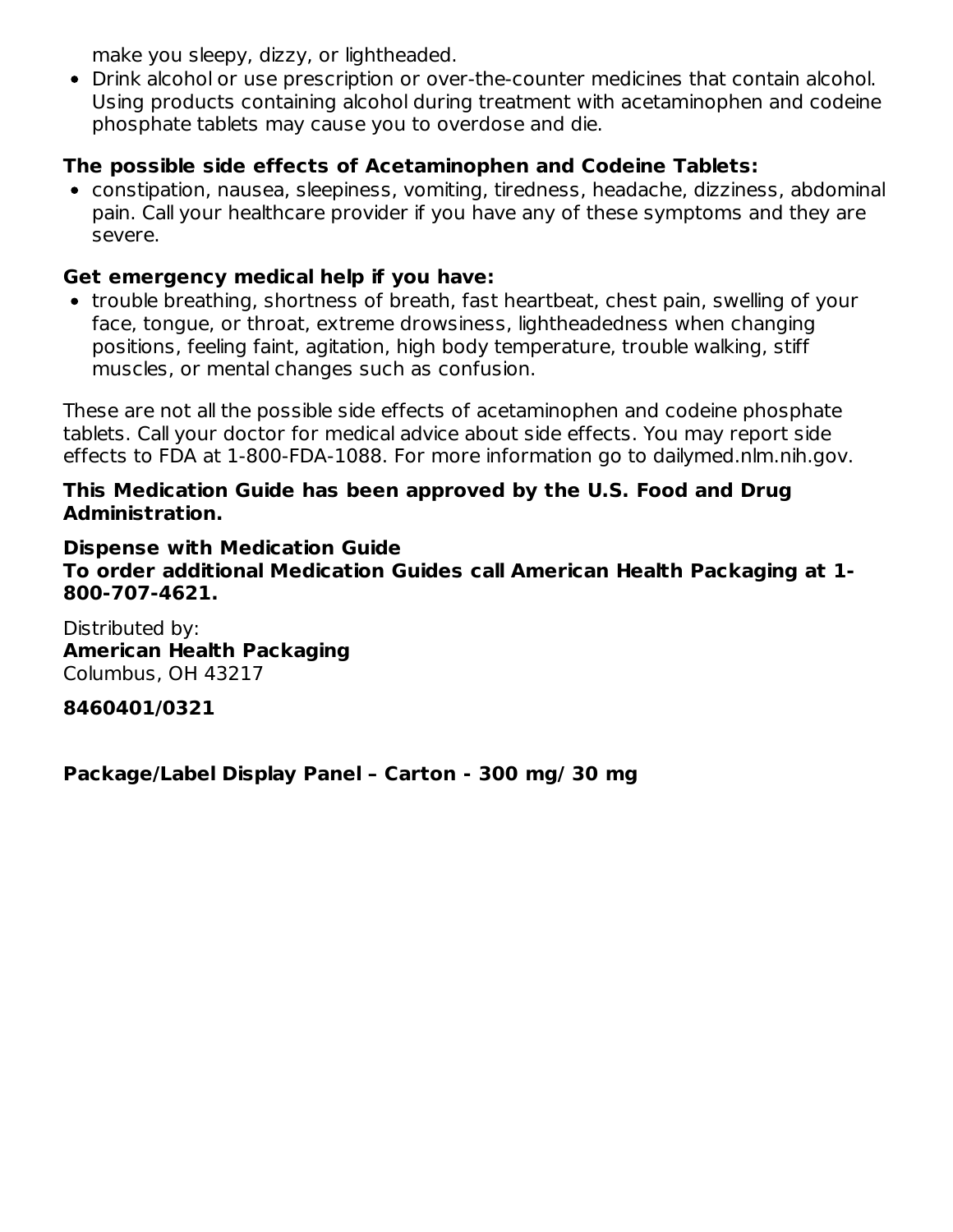make you sleepy, dizzy, or lightheaded.

- Drink alcohol or use prescription or over-the-counter medicines that contain alcohol. Using products containing alcohol during treatment with acetaminophen and codeine phosphate tablets may cause you to overdose and die.

**The possible side effects of Acetaminophen and Codeine Tablets:**

- constipation, nausea, sleepiness, vomiting, tiredness, headache, dizziness, abdominal pain. Call your healthcare provider if you have any of these symptoms and they are severe.

**Get emergency medical help if you have:**

- trouble breathing, shortness of breath, fast heartbeat, chest pain, swelling of your face, tongue, or throat, extreme drowsiness, lightheadedness when changing positions, feeling faint, agitation, high body temperature, trouble walking, stiff muscles, or mental changes such as confusion.

These are not all the possible side effects of acetaminophen and codeine phosphate tablets. Call your doctor for medical advice about side effects. You may report side effects to FDA at 1-800-FDA-1088. For more information go to dailymed.nlm.nih.gov.

**This Medication Guide has been approved by the U.S. Food and Drug Administration.**

**Dispense with Medication Guide**
**To order additional Medication Guides call American Health Packaging at 1-800-707-4621.**

Distributed by:
**American Health Packaging**
Columbus, OH 43217

**8460401/0321**

**Package/Label Display Panel – Carton - 300 mg/ 30 mg**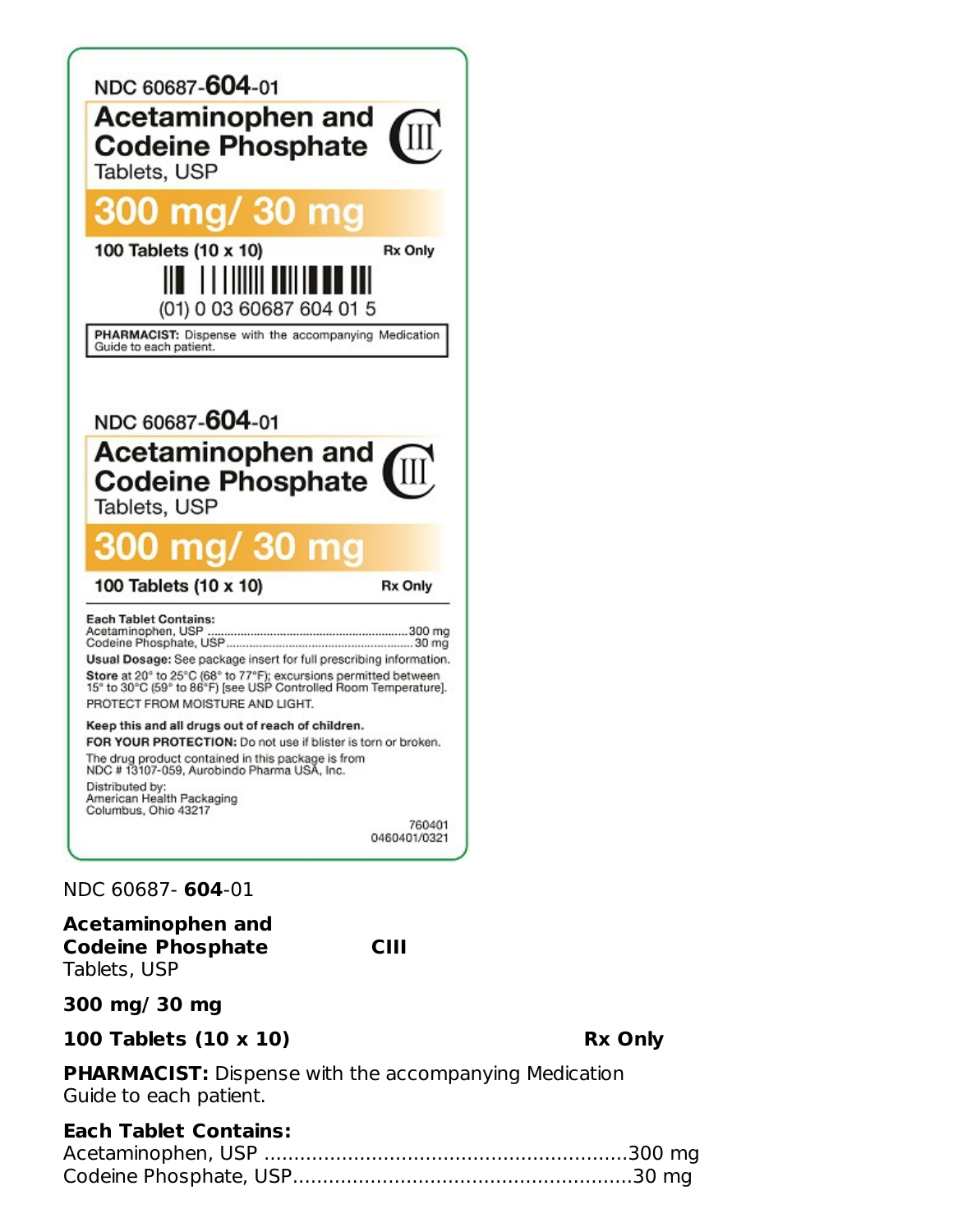NDC 60687-**604**-01

**Acetaminophen and Codeine Phosphate** Tablets, USP

CIII

**300 mg/ 30 mg**

**100 Tablets (10 x 10)** **Rx Only**

(01) 0 03 60687 604 01 5

**PHARMACIST:** Dispense with the accompanying Medication Guide to each patient.

NDC 60687-**604**-01

**Acetaminophen and Codeine Phosphate** Tablets, USP

CIII

**300 mg/ 30 mg**

**100 Tablets (10 x 10)** **Rx Only**

**Each Tablet Contains:**
Acetaminophen, USP ............................................................300 mg
Codeine Phosphate, USP........................................................30 mg

**Usual Dosage:** See package insert for full prescribing information.

**Store** at 20° to 25°C (68° to 77°F); excursions permitted between 15° to 30°C (59° to 86°F) [see USP Controlled Room Temperature].

PROTECT FROM MOISTURE AND LIGHT.

**Keep this and all drugs out of reach of children.**

**FOR YOUR PROTECTION:** Do not use if blister is torn or broken.

The drug product contained in this package is from NDC # 13107-059, Aurobindo Pharma USA, Inc.

Distributed by:
American Health Packaging
Columbus, Ohio 43217

760401
0460401/0321

NDC 60687- **604**-01

**Acetaminophen and Codeine Phosphate** **CIII**
Tablets, USP

**300 mg/ 30 mg**

**100 Tablets (10 x 10)** **Rx Only**

**PHARMACIST:** Dispense with the accompanying Medication Guide to each patient.

**Each Tablet Contains:**
Acetaminophen, USP ............................................................300 mg
Codeine Phosphate, USP........................................................30 mg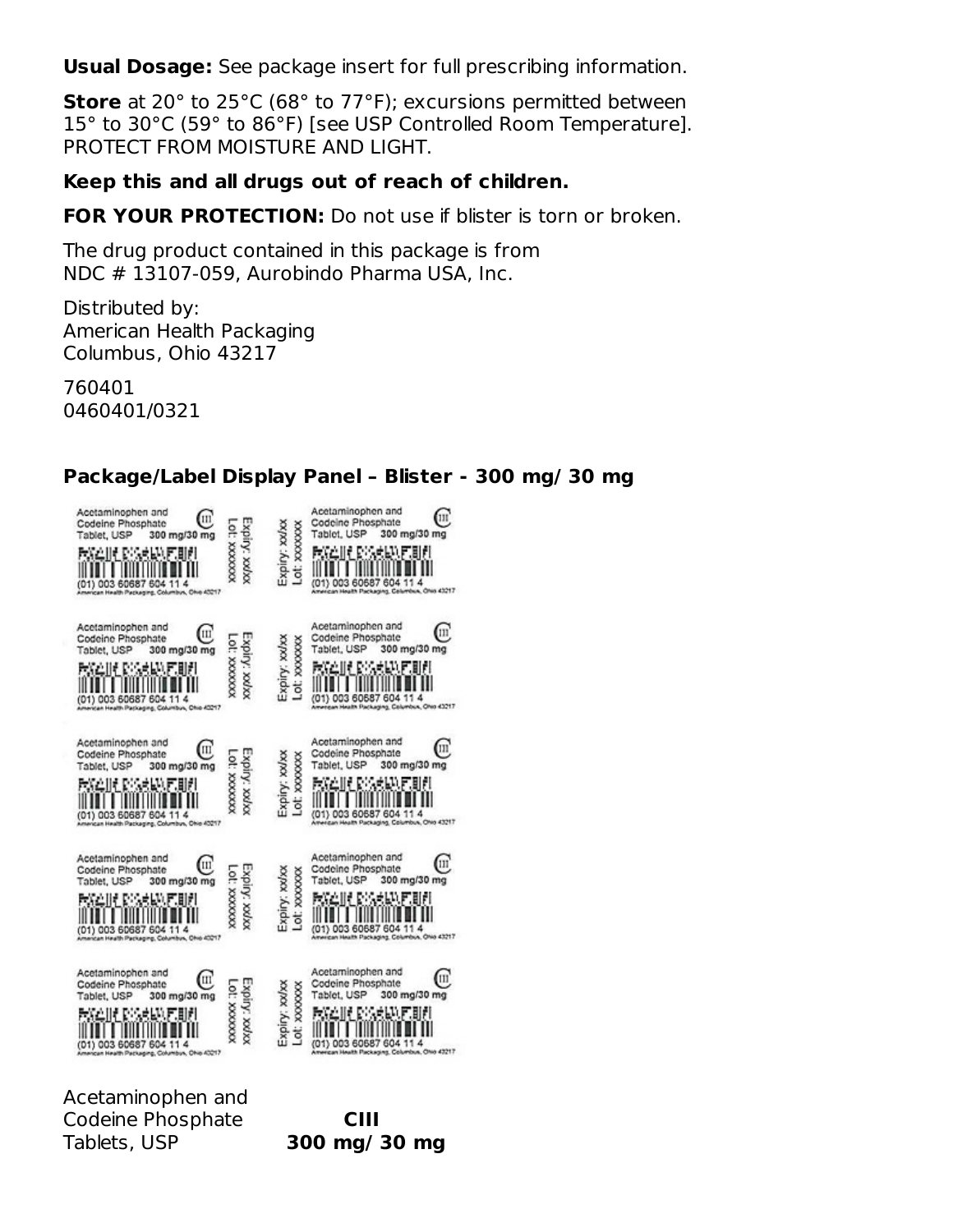**Usual Dosage:** See package insert for full prescribing information.

**Store** at 20° to 25°C (68° to 77°F); excursions permitted between 15° to 30°C (59° to 86°F) [see USP Controlled Room Temperature]. PROTECT FROM MOISTURE AND LIGHT.

**Keep this and all drugs out of reach of children.**

**FOR YOUR PROTECTION:** Do not use if blister is torn or broken.

The drug product contained in this package is from NDC # 13107-059, Aurobindo Pharma USA, Inc.

Distributed by:
American Health Packaging
Columbus, Ohio 43217

760401
0460401/0321

**Package/Label Display Panel – Blister - 300 mg/ 30 mg**

Acetaminophen and Codeine Phosphate Tablet, USP 300 mg/30 mg CIII
Expiry: xx/xx
Lot: xxxxxxx
(01) 003 60687 604 11 4
American Health Packaging, Columbus, Ohio 43217

Acetaminophen and
Codeine Phosphate **CIII**
Tablets, USP **300 mg/ 30 mg**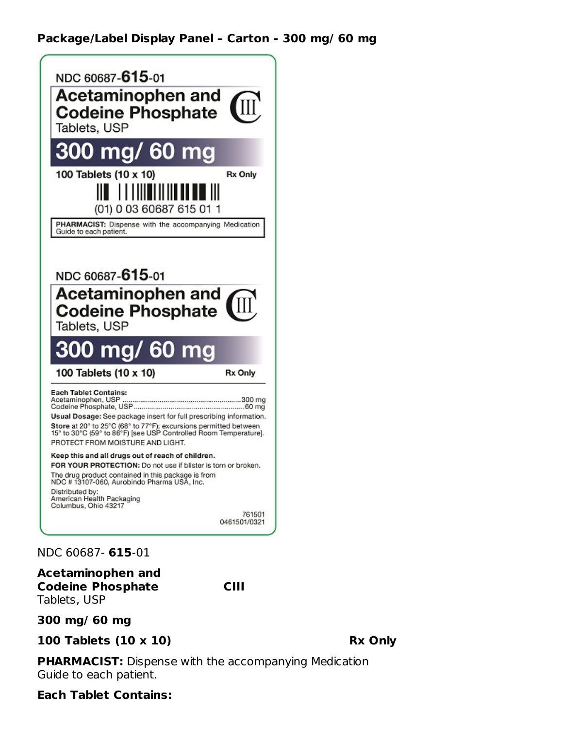**Package/Label Display Panel – Carton - 300 mg/ 60 mg**

NDC 60687-**615**-01

**Acetaminophen and Codeine Phosphate** CIII
Tablets, USP

**300 mg/ 60 mg**

**100 Tablets (10 x 10)** **Rx Only**

(01) 0 03 60687 615 01 1

**PHARMACIST:** Dispense with the accompanying Medication Guide to each patient.

NDC 60687-**615**-01

**Acetaminophen and Codeine Phosphate** CIII
Tablets, USP

**300 mg/ 60 mg**

**100 Tablets (10 x 10)** **Rx Only**

**Each Tablet Contains:**
Acetaminophen, USP ............ 300 mg
Codeine Phosphate, USP ............ 60 mg

**Usual Dosage:** See package insert for full prescribing information.

**Store** at 20° to 25°C (68° to 77°F); excursions permitted between 15° to 30°C (59° to 86°F) [see USP Controlled Room Temperature].

PROTECT FROM MOISTURE AND LIGHT.

**Keep this and all drugs out of reach of children.**

**FOR YOUR PROTECTION:** Do not use if blister is torn or broken.

The drug product contained in this package is from NDC # 13107-060, Aurobindo Pharma USA, Inc.

Distributed by:
American Health Packaging
Columbus, Ohio 43217

761501
0461501/0321

NDC 60687- **615**-01

**Acetaminophen and Codeine Phosphate** **CIII**
Tablets, USP

**300 mg/ 60 mg**

**100 Tablets (10 x 10)** **Rx Only**

**PHARMACIST:** Dispense with the accompanying Medication Guide to each patient.

**Each Tablet Contains:**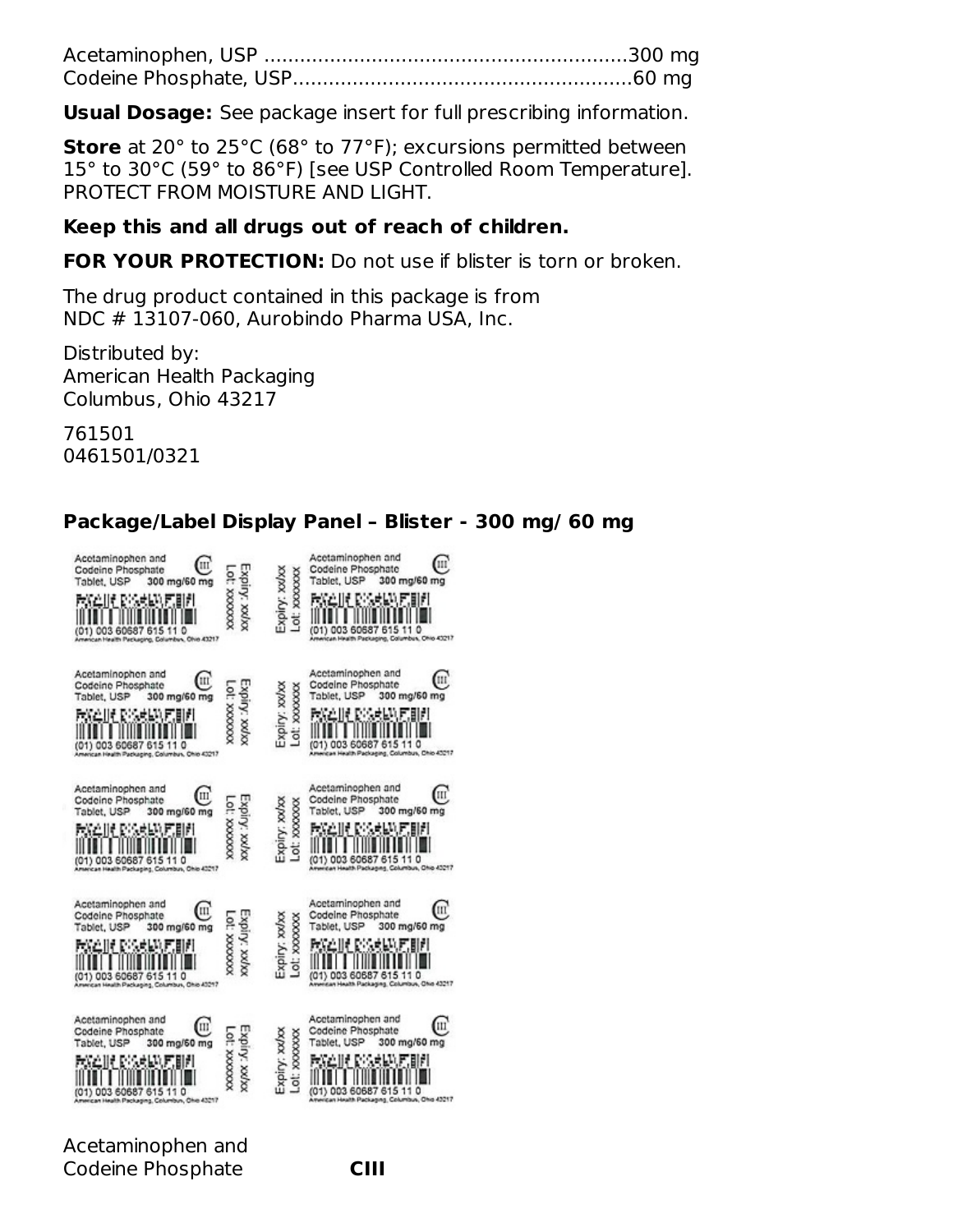Acetaminophen, USP ............................................................300 mg
Codeine Phosphate, USP........................................................60 mg

**Usual Dosage:** See package insert for full prescribing information.

**Store** at 20° to 25°C (68° to 77°F); excursions permitted between 15° to 30°C (59° to 86°F) [see USP Controlled Room Temperature]. PROTECT FROM MOISTURE AND LIGHT.

**Keep this and all drugs out of reach of children.**

**FOR YOUR PROTECTION:** Do not use if blister is torn or broken.

The drug product contained in this package is from NDC # 13107-060, Aurobindo Pharma USA, Inc.

Distributed by:
American Health Packaging
Columbus, Ohio 43217

761501
0461501/0321

**Package/Label Display Panel – Blister - 300 mg/ 60 mg**

Acetaminophen and Codeine Phosphate Tablet, USP 300 mg/60 mg CIII
Expiry: xx/xx
Lot: xxxxxxx
(01) 003 60687 615 11 0
American Health Packaging, Columbus, Ohio 43217

Acetaminophen and
Codeine Phosphate **CIII**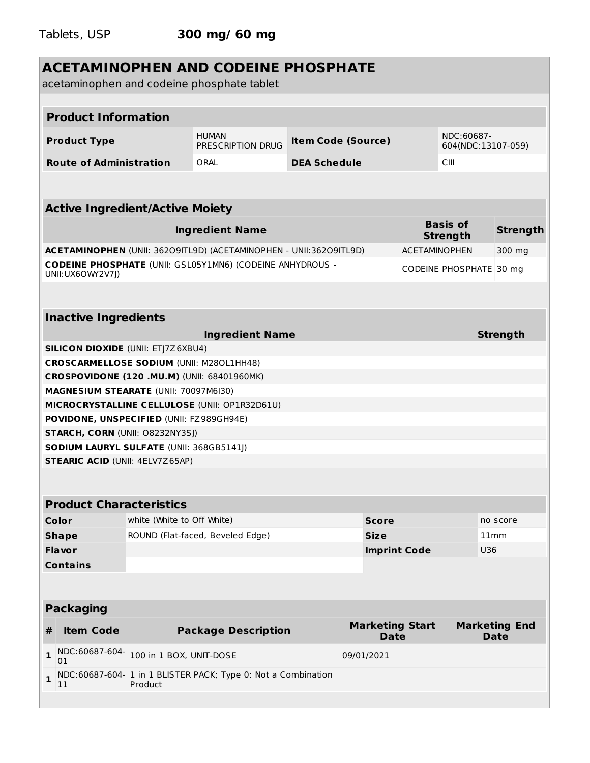Tablets, USP **300 mg/ 60 mg**

# ACETAMINOPHEN AND CODEINE PHOSPHATE

acetaminophen and codeine phosphate tablet

## Product Information

| | | | |
|---|---|---|---|
| **Product Type** | HUMAN PRESCRIPTION DRUG | **Item Code (Source)** | NDC:60687-604(NDC:13107-059) |
| **Route of Administration** | ORAL | **DEA Schedule** | CIII |

## Active Ingredient/Active Moiety

| Ingredient Name | Basis of Strength | Strength |
|---|---|---|
| **ACETAMINOPHEN** (UNII: 362O9ITL9D) (ACETAMINOPHEN - UNII:362O9ITL9D) | ACETAMINOPHEN | 300 mg |
| **CODEINE PHOSPHATE** (UNII: GSL05Y1MN6) (CODEINE ANHYDROUS - UNII:UX6OWY2V7J) | CODEINE PHOSPHATE | 30 mg |

## Inactive Ingredients

| Ingredient Name | Strength |
|---|---|
| **SILICON DIOXIDE** (UNII: ETJ7Z6XBU4) | |
| **CROSCARMELLOSE SODIUM** (UNII: M28OL1HH48) | |
| **CROSPOVIDONE (120 .MU.M)** (UNII: 68401960MK) | |
| **MAGNESIUM STEARATE** (UNII: 70097M6I30) | |
| **MICROCRYSTALLINE CELLULOSE** (UNII: OP1R32D61U) | |
| **POVIDONE, UNSPECIFIED** (UNII: FZ989GH94E) | |
| **STARCH, CORN** (UNII: O8232NY3SJ) | |
| **SODIUM LAURYL SULFATE** (UNII: 368GB5141J) | |
| **STEARIC ACID** (UNII: 4ELV7Z65AP) | |

## Product Characteristics

| | | | |
|---|---|---|---|
| **Color** | white (White to Off White) | **Score** | no score |
| **Shape** | ROUND (Flat-faced, Beveled Edge) | **Size** | 11mm |
| **Flavor** | | **Imprint Code** | U36 |
| **Contains** | | | |

## Packaging

| # | Item Code | Package Description | Marketing Start Date | Marketing End Date |
|---|---|---|---|---|
| 1 | NDC:60687-604-01 | 100 in 1 BOX, UNIT-DOSE | 09/01/2021 | |
| 1 | NDC:60687-604-11 | 1 in 1 BLISTER PACK; Type 0: Not a Combination Product | | |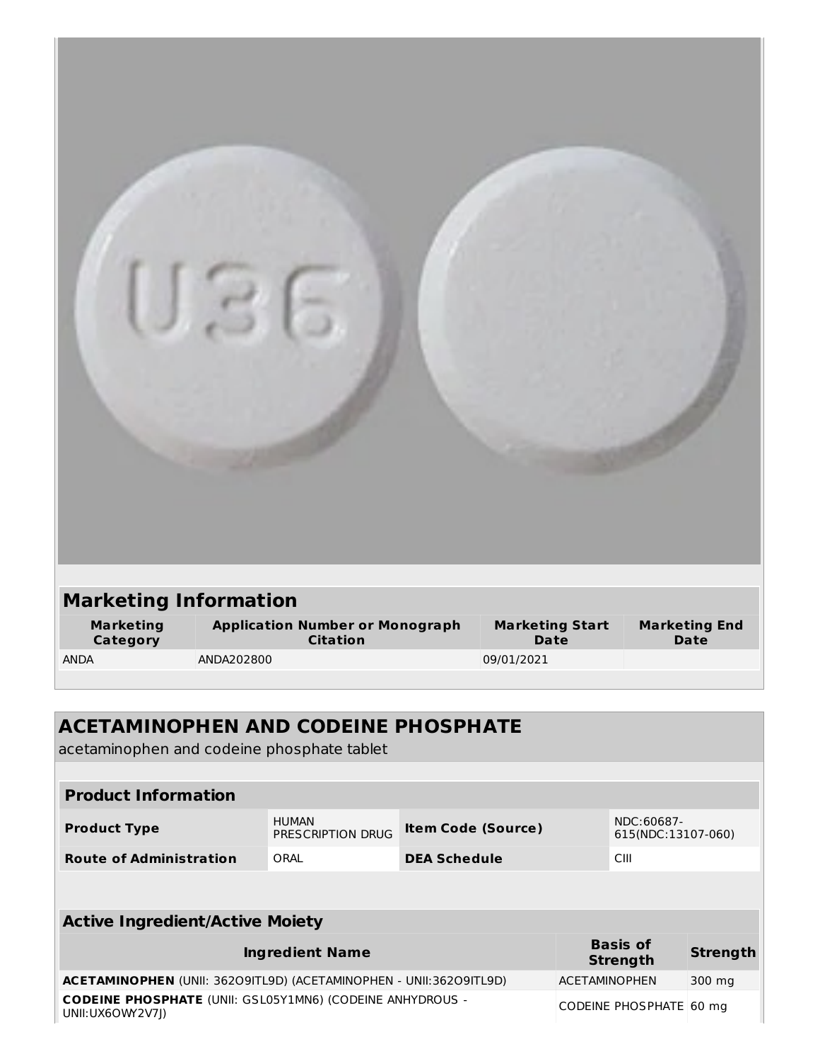## Marketing Information

| Marketing Category | Application Number or Monograph Citation | Marketing Start Date | Marketing End Date |
|---|---|---|---|
| ANDA | ANDA202800 | 09/01/2021 | |

## ACETAMINOPHEN AND CODEINE PHOSPHATE

acetaminophen and codeine phosphate tablet

### Product Information

| | | | |
|---|---|---|---|
| **Product Type** | HUMAN PRESCRIPTION DRUG | **Item Code (Source)** | NDC:60687-615(NDC:13107-060) |
| **Route of Administration** | ORAL | **DEA Schedule** | CIII |

### Active Ingredient/Active Moiety

| Ingredient Name | Basis of Strength | Strength |
|---|---|---|
| **ACETAMINOPHEN** (UNII: 362O9ITL9D) (ACETAMINOPHEN - UNII:362O9ITL9D) | ACETAMINOPHEN | 300 mg |
| **CODEINE PHOSPHATE** (UNII: GSL05Y1MN6) (CODEINE ANHYDROUS - UNII:UX6OWY2V7J) | CODEINE PHOSPHATE | 60 mg |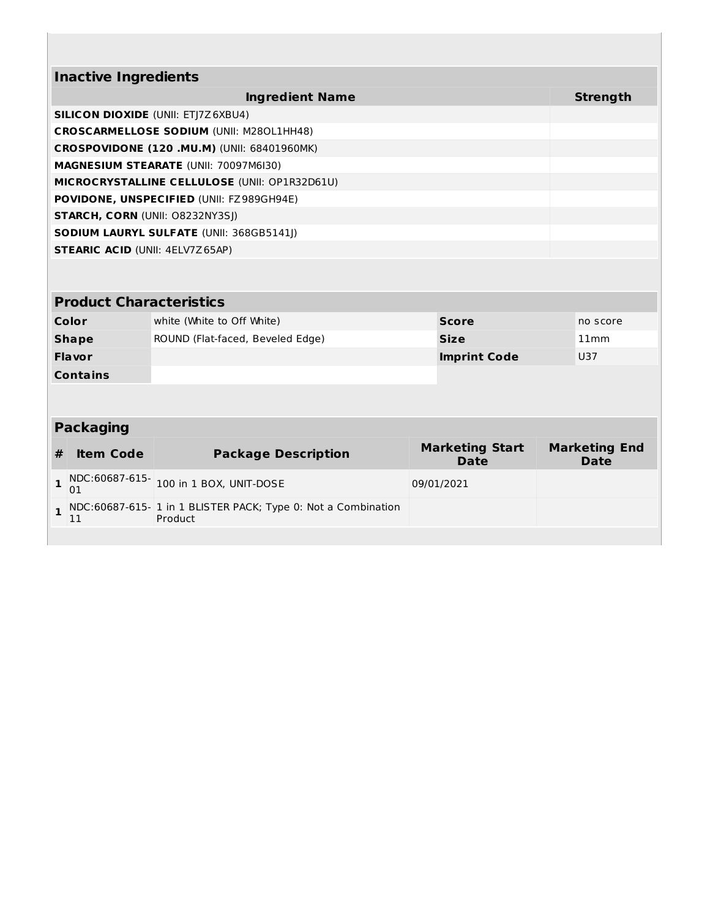| Inactive Ingredients | |
|---|---|
| **Ingredient Name** | **Strength** |
| **SILICON DIOXIDE** (UNII: ETJ7Z6XBU4) | |
| **CROSCARMELLOSE SODIUM** (UNII: M28OL1HH48) | |
| **CROSPOVIDONE (120 .MU.M)** (UNII: 68401960MK) | |
| **MAGNESIUM STEARATE** (UNII: 70097M6I30) | |
| **MICROCRYSTALLINE CELLULOSE** (UNII: OP1R32D61U) | |
| **POVIDONE, UNSPECIFIED** (UNII: FZ989GH94E) | |
| **STARCH, CORN** (UNII: O8232NY3SJ) | |
| **SODIUM LAURYL SULFATE** (UNII: 368GB5141J) | |
| **STEARIC ACID** (UNII: 4ELV7Z65AP) | |

| Product Characteristics | | | |
|---|---|---|---|
| **Color** | white (White to Off White) | **Score** | no score |
| **Shape** | ROUND (Flat-faced, Beveled Edge) | **Size** | 11mm |
| **Flavor** | | **Imprint Code** | U37 |
| **Contains** | | | |

| Packaging | | | | |
|---|---|---|---|---|
| **#** | **Item Code** | **Package Description** | **Marketing Start Date** | **Marketing End Date** |
| **1** | NDC:60687-615-01 | 100 in 1 BOX, UNIT-DOSE | 09/01/2021 | |
| **1** | NDC:60687-615-11 | 1 in 1 BLISTER PACK; Type 0: Not a Combination Product | | |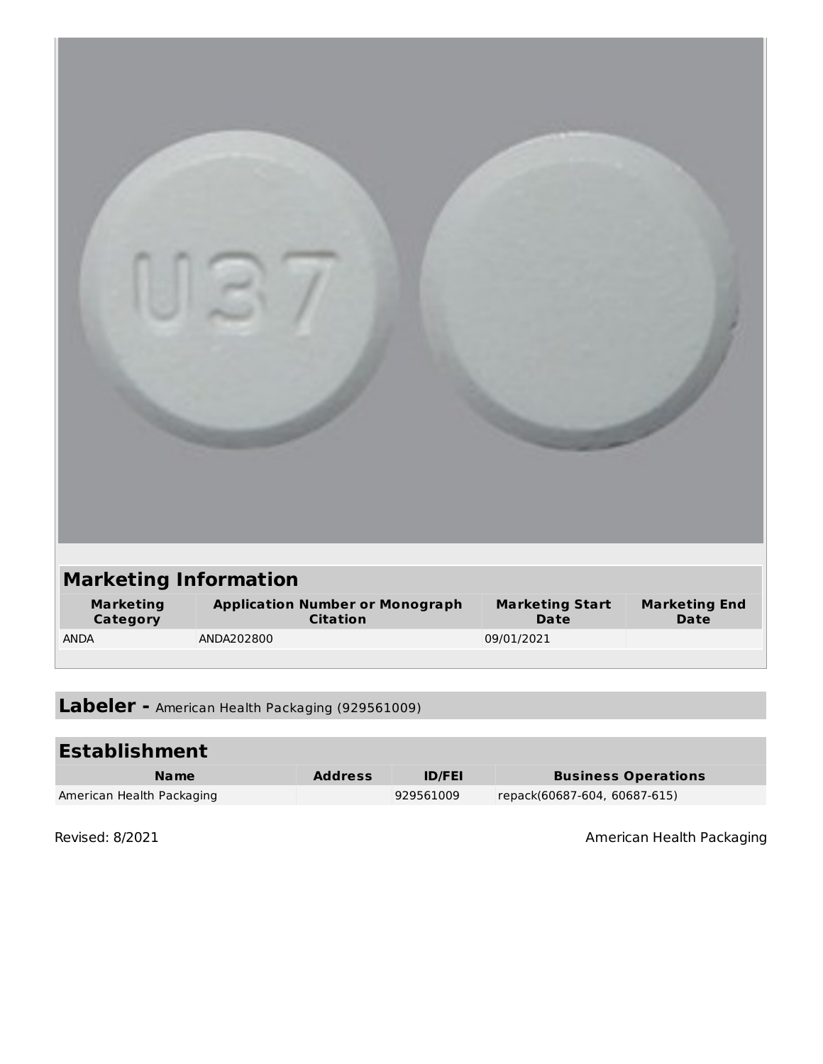## Marketing Information

| Marketing Category | Application Number or Monograph Citation | Marketing Start Date | Marketing End Date |
|---|---|---|---|
| ANDA | ANDA202800 | 09/01/2021 | |

## Labeler - American Health Packaging (929561009)

## Establishment

| Name | Address | ID/FEI | Business Operations |
|---|---|---|---|
| American Health Packaging | | 929561009 | repack(60687-604, 60687-615) |

Revised: 8/2021

American Health Packaging